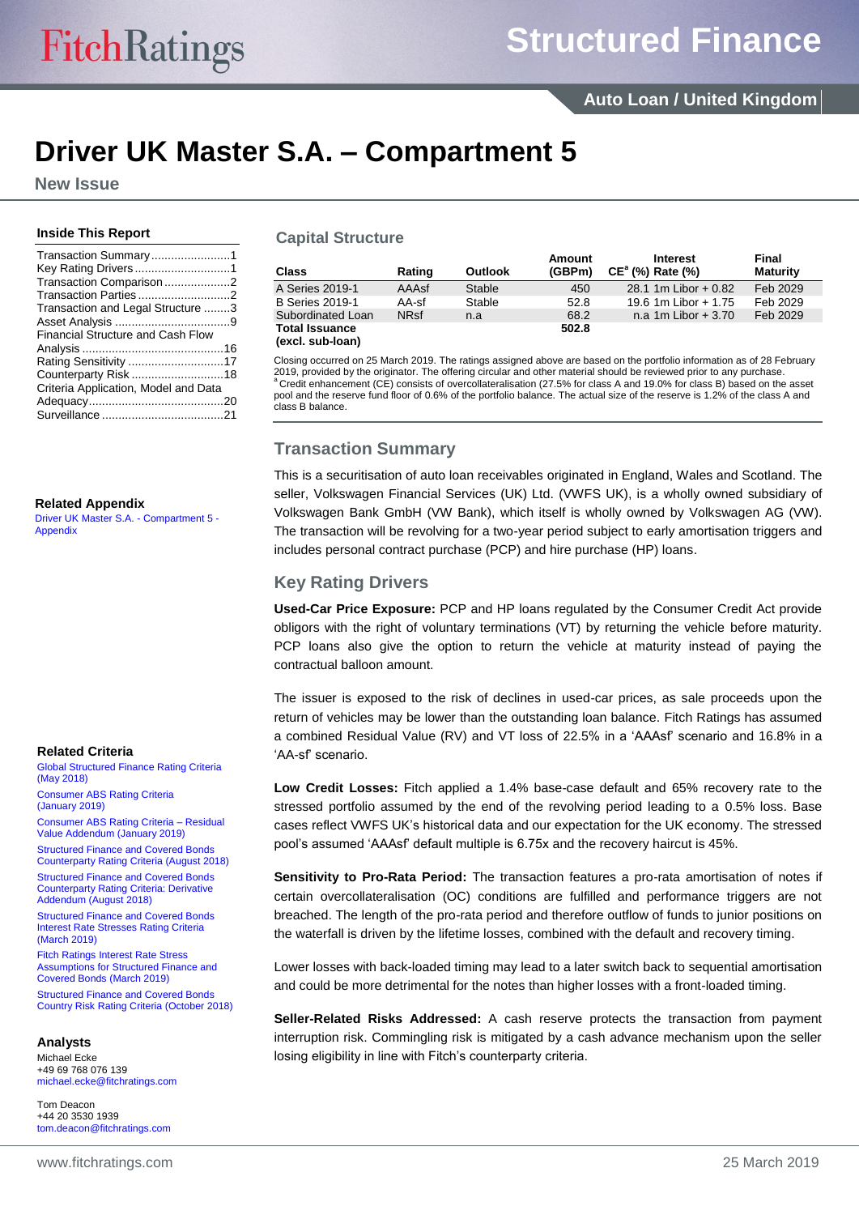# Driver UK Master S.A. – Compartment 5

## New Issue

### Inside This Report

Transaction Summary........................1
Key Rating Drivers.............................1
Transaction Comparison....................2
Transaction Parties............................2
Transaction and Legal Structure ........3
Asset Analysis ...................................9
Financial Structure and Cash Flow Analysis ...........................................16
Rating Sensitivity .............................17
Counterparty Risk ............................18
Criteria Application, Model and Data Adequacy.........................................20
Surveillance .....................................21

### Related Appendix

Driver UK Master S.A. - Compartment 5 - Appendix

### Related Criteria

Global Structured Finance Rating Criteria (May 2018)

Consumer ABS Rating Criteria (January 2019)

Consumer ABS Rating Criteria – Residual Value Addendum (January 2019)

Structured Finance and Covered Bonds Counterparty Rating Criteria (August 2018)

Structured Finance and Covered Bonds Counterparty Rating Criteria: Derivative Addendum (August 2018)

Structured Finance and Covered Bonds Interest Rate Stresses Rating Criteria (March 2019)

Fitch Ratings Interest Rate Stress Assumptions for Structured Finance and Covered Bonds (March 2019)

Structured Finance and Covered Bonds Country Risk Rating Criteria (October 2018)

### Analysts

Michael Ecke
+49 69 768 076 139
michael.ecke@fitchratings.com

Tom Deacon
+44 20 3530 1939
tom.deacon@fitchratings.com

## Capital Structure

| Class | Rating | Outlook | Amount (GBPm) | CE[a] (%) | Interest Rate (%) | Final Maturity |
|---|---|---|---|---|---|---|
| A Series 2019-1 | AAAsf | Stable | 450 | 28.1 | 1m Libor + 0.82 | Feb 2029 |
| B Series 2019-1 | AA-sf | Stable | 52.8 | 19.6 | 1m Libor + 1.75 | Feb 2029 |
| Subordinated Loan | NRsf | n.a | 68.2 | n.a | 1m Libor + 3.70 | Feb 2029 |
| **Total Issuance (excl. sub-loan)** | | | **502.8** | | | |

Closing occurred on 25 March 2019. The ratings assigned above are based on the portfolio information as of 28 February 2019, provided by the originator. The offering circular and other material should be reviewed prior to any purchase.
[a] Credit enhancement (CE) consists of overcollateralisation (27.5% for class A and 19.0% for class B) based on the asset pool and the reserve fund floor of 0.6% of the portfolio balance. The actual size of the reserve is 1.2% of the class A and class B balance.

## Transaction Summary

This is a securitisation of auto loan receivables originated in England, Wales and Scotland. The seller, Volkswagen Financial Services (UK) Ltd. (VWFS UK), is a wholly owned subsidiary of Volkswagen Bank GmbH (VW Bank), which itself is wholly owned by Volkswagen AG (VW). The transaction will be revolving for a two-year period subject to early amortisation triggers and includes personal contract purchase (PCP) and hire purchase (HP) loans.

## Key Rating Drivers

**Used-Car Price Exposure:** PCP and HP loans regulated by the Consumer Credit Act provide obligors with the right of voluntary terminations (VT) by returning the vehicle before maturity. PCP loans also give the option to return the vehicle at maturity instead of paying the contractual balloon amount.

The issuer is exposed to the risk of declines in used-car prices, as sale proceeds upon the return of vehicles may be lower than the outstanding loan balance. Fitch Ratings has assumed a combined Residual Value (RV) and VT loss of 22.5% in a 'AAAsf' scenario and 16.8% in a 'AA-sf' scenario.

**Low Credit Losses:** Fitch applied a 1.4% base-case default and 65% recovery rate to the stressed portfolio assumed by the end of the revolving period leading to a 0.5% loss. Base cases reflect VWFS UK's historical data and our expectation for the UK economy. The stressed pool's assumed 'AAAsf' default multiple is 6.75x and the recovery haircut is 45%.

**Sensitivity to Pro-Rata Period:** The transaction features a pro-rata amortisation of notes if certain overcollateralisation (OC) conditions are fulfilled and performance triggers are not breached. The length of the pro-rata period and therefore outflow of funds to junior positions on the waterfall is driven by the lifetime losses, combined with the default and recovery timing.

Lower losses with back-loaded timing may lead to a later switch back to sequential amortisation and could be more detrimental for the notes than higher losses with a front-loaded timing.

**Seller-Related Risks Addressed:** A cash reserve protects the transaction from payment interruption risk. Commingling risk is mitigated by a cash advance mechanism upon the seller losing eligibility in line with Fitch's counterparty criteria.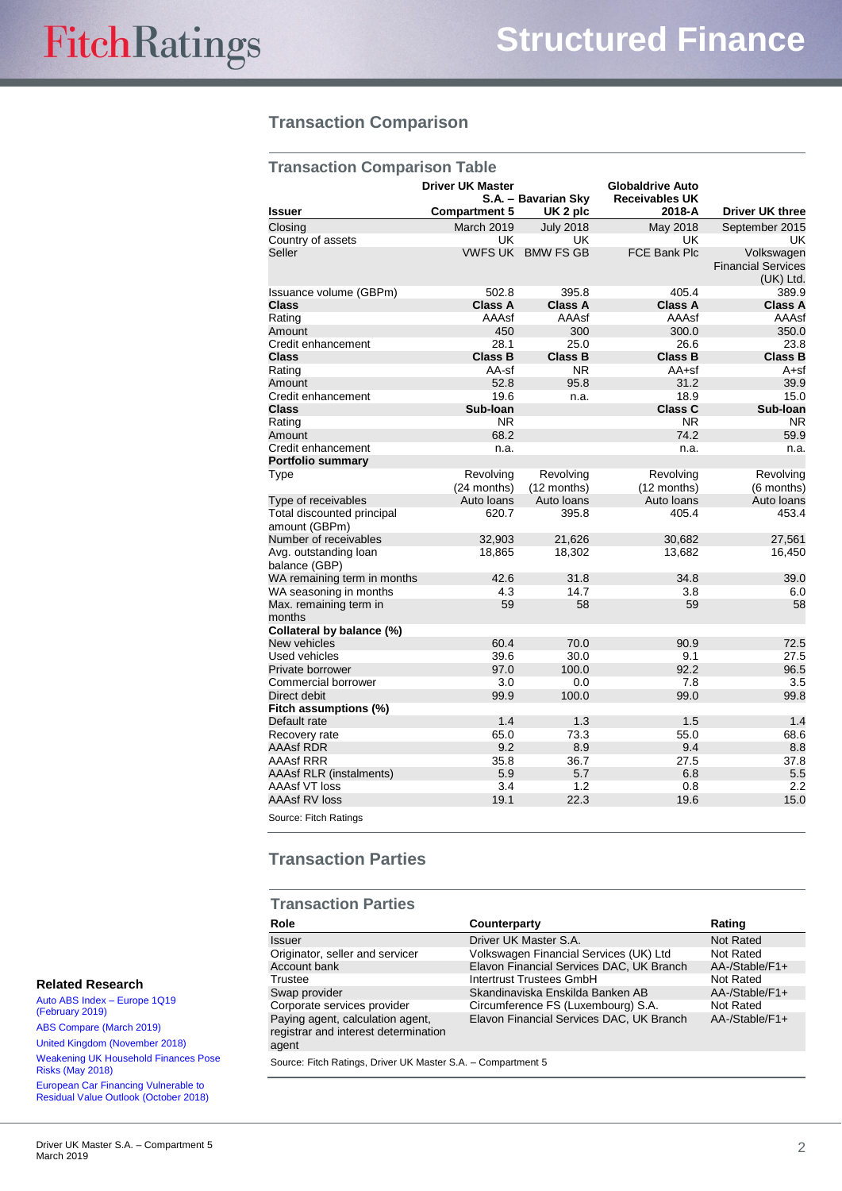## Transaction Comparison

### Transaction Comparison Table

| Issuer | Driver UK Master S.A. – Compartment 5 | Bavarian Sky UK 2 plc | Globaldrive Auto Receivables UK 2018-A | Driver UK three |
|---|---|---|---|---|
| Closing | March 2019 | July 2018 | May 2018 | September 2015 |
| Country of assets | UK | UK | UK | UK |
| Seller | VWFS UK | BMW FS GB | FCE Bank Plc | Volkswagen Financial Services (UK) Ltd. |
| Issuance volume (GBPm) | 502.8 | 395.8 | 405.4 | 389.9 |
| **Class** | **Class A** | **Class A** | **Class A** | **Class A** |
| Rating | AAAsf | AAAsf | AAAsf | AAAsf |
| Amount | 450 | 300 | 300.0 | 350.0 |
| Credit enhancement | 28.1 | 25.0 | 26.6 | 23.8 |
| **Class** | **Class B** | **Class B** | **Class B** | **Class B** |
| Rating | AA-sf | NR | AA+sf | A+sf |
| Amount | 52.8 | 95.8 | 31.2 | 39.9 |
| Credit enhancement | 19.6 | n.a. | 18.9 | 15.0 |
| **Class** | **Sub-loan** | | **Class C** | **Sub-loan** |
| Rating | NR | | NR | NR |
| Amount | 68.2 | | 74.2 | 59.9 |
| Credit enhancement | n.a. | | n.a. | n.a. |
| **Portfolio summary** | | | | |
| Type | Revolving (24 months) | Revolving (12 months) | Revolving (12 months) | Revolving (6 months) |
| Type of receivables | Auto loans | Auto loans | Auto loans | Auto loans |
| Total discounted principal amount (GBPm) | 620.7 | 395.8 | 405.4 | 453.4 |
| Number of receivables | 32,903 | 21,626 | 30,682 | 27,561 |
| Avg. outstanding loan balance (GBP) | 18,865 | 18,302 | 13,682 | 16,450 |
| WA remaining term in months | 42.6 | 31.8 | 34.8 | 39.0 |
| WA seasoning in months | 4.3 | 14.7 | 3.8 | 6.0 |
| Max. remaining term in months | 59 | 58 | 59 | 58 |
| **Collateral by balance (%)** | | | | |
| New vehicles | 60.4 | 70.0 | 90.9 | 72.5 |
| Used vehicles | 39.6 | 30.0 | 9.1 | 27.5 |
| Private borrower | 97.0 | 100.0 | 92.2 | 96.5 |
| Commercial borrower | 3.0 | 0.0 | 7.8 | 3.5 |
| Direct debit | 99.9 | 100.0 | 99.0 | 99.8 |
| **Fitch assumptions (%)** | | | | |
| Default rate | 1.4 | 1.3 | 1.5 | 1.4 |
| Recovery rate | 65.0 | 73.3 | 55.0 | 68.6 |
| AAAsf RDR | 9.2 | 8.9 | 9.4 | 8.8 |
| AAAsf RRR | 35.8 | 36.7 | 27.5 | 37.8 |
| AAAsf RLR (instalments) | 5.9 | 5.7 | 6.8 | 5.5 |
| AAAsf VT loss | 3.4 | 1.2 | 0.8 | 2.2 |
| AAAsf RV loss | 19.1 | 22.3 | 19.6 | 15.0 |

Source: Fitch Ratings

## Transaction Parties

### Transaction Parties

| Role | Counterparty | Rating |
|---|---|---|
| Issuer | Driver UK Master S.A. | Not Rated |
| Originator, seller and servicer | Volkswagen Financial Services (UK) Ltd | Not Rated |
| Account bank | Elavon Financial Services DAC, UK Branch | AA-/Stable/F1+ |
| Trustee | Intertrust Trustees GmbH | Not Rated |
| Swap provider | Skandinaviska Enskilda Banken AB | AA-/Stable/F1+ |
| Corporate services provider | Circumference FS (Luxembourg) S.A. | Not Rated |
| Paying agent, calculation agent, registrar and interest determination agent | Elavon Financial Services DAC, UK Branch | AA-/Stable/F1+ |

Source: Fitch Ratings, Driver UK Master S.A. – Compartment 5

### Related Research

- Auto ABS Index – Europe 1Q19 (February 2019)
- ABS Compare (March 2019)
- United Kingdom (November 2018)
- Weakening UK Household Finances Pose Risks (May 2018)
- European Car Financing Vulnerable to Residual Value Outlook (October 2018)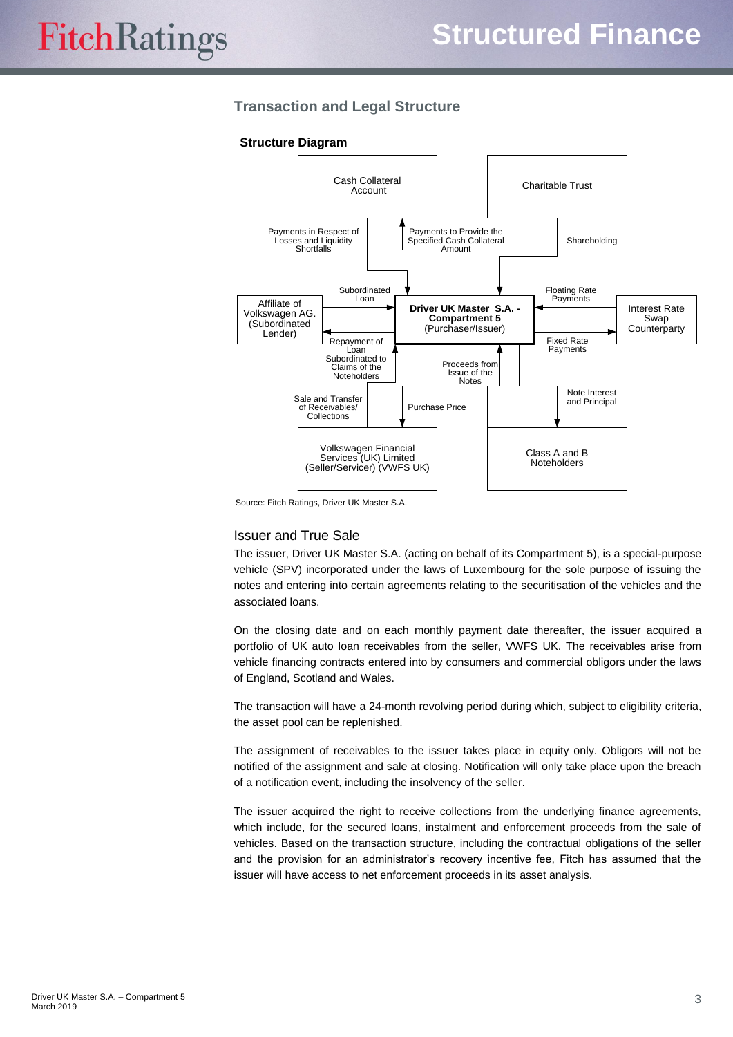## Transaction and Legal Structure

### Structure Diagram

- Cash Collateral Account
- Charitable Trust
- Affiliate of Volkswagen AG. (Subordinated Lender)
- Driver UK Master S.A. - Compartment 5 (Purchaser/Issuer)
- Interest Rate Swap Counterparty
- Volkswagen Financial Services (UK) Limited (Seller/Servicer) (VWFS UK)
- Class A and B Noteholders

Flows:

- Cash Collateral Account → Driver UK Master S.A. - Compartment 5: Payments in Respect of Losses and Liquidity Shortfalls
- Driver UK Master S.A. - Compartment 5 → Cash Collateral Account: Payments to Provide the Specified Cash Collateral Amount
- Charitable Trust → Driver UK Master S.A. - Compartment 5: Shareholding
- Affiliate of Volkswagen AG. (Subordinated Lender) → Driver UK Master S.A. - Compartment 5: Subordinated Loan
- Driver UK Master S.A. - Compartment 5 → Affiliate of Volkswagen AG. (Subordinated Lender): Repayment of Loan Subordinated to Claims of the Noteholders
- Interest Rate Swap Counterparty → Driver UK Master S.A. - Compartment 5: Floating Rate Payments
- Driver UK Master S.A. - Compartment 5 → Interest Rate Swap Counterparty: Fixed Rate Payments
- VWFS UK → Driver UK Master S.A. - Compartment 5: Sale and Transfer of Receivables/ Collections
- Driver UK Master S.A. - Compartment 5 → VWFS UK: Purchase Price
- Class A and B Noteholders → Driver UK Master S.A. - Compartment 5: Proceeds from Issue of the Notes
- Driver UK Master S.A. - Compartment 5 → Class A and B Noteholders: Note Interest and Principal

Source: Fitch Ratings, Driver UK Master S.A.

### Issuer and True Sale

The issuer, Driver UK Master S.A. (acting on behalf of its Compartment 5), is a special-purpose vehicle (SPV) incorporated under the laws of Luxembourg for the sole purpose of issuing the notes and entering into certain agreements relating to the securitisation of the vehicles and the associated loans.

On the closing date and on each monthly payment date thereafter, the issuer acquired a portfolio of UK auto loan receivables from the seller, VWFS UK. The receivables arise from vehicle financing contracts entered into by consumers and commercial obligors under the laws of England, Scotland and Wales.

The transaction will have a 24-month revolving period during which, subject to eligibility criteria, the asset pool can be replenished.

The assignment of receivables to the issuer takes place in equity only. Obligors will not be notified of the assignment and sale at closing. Notification will only take place upon the breach of a notification event, including the insolvency of the seller.

The issuer acquired the right to receive collections from the underlying finance agreements, which include, for the secured loans, instalment and enforcement proceeds from the sale of vehicles. Based on the transaction structure, including the contractual obligations of the seller and the provision for an administrator's recovery incentive fee, Fitch has assumed that the issuer will have access to net enforcement proceeds in its asset analysis.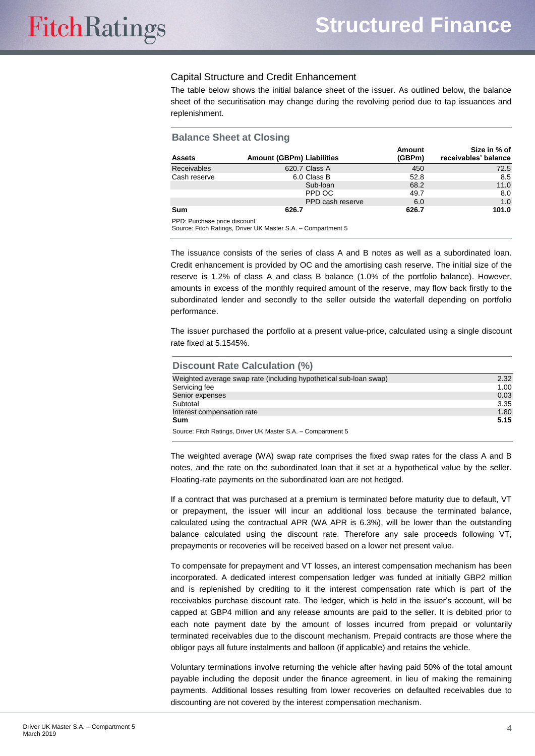## Capital Structure and Credit Enhancement

The table below shows the initial balance sheet of the issuer. As outlined below, the balance sheet of the securitisation may change during the revolving period due to tap issuances and replenishment.

### Balance Sheet at Closing

| Assets | Amount (GBPm) | Liabilities | Amount (GBPm) | Size in % of receivables' balance |
|---|---|---|---|---|
| Receivables | 620.7 | Class A | 450 | 72.5 |
| Cash reserve | 6.0 | Class B | 52.8 | 8.5 |
| | | Sub-loan | 68.2 | 11.0 |
| | | PPD OC | 49.7 | 8.0 |
| | | PPD cash reserve | 6.0 | 1.0 |
| **Sum** | **626.7** | | **626.7** | **101.0** |

PPD: Purchase price discount
Source: Fitch Ratings, Driver UK Master S.A. – Compartment 5

The issuance consists of the series of class A and B notes as well as a subordinated loan. Credit enhancement is provided by OC and the amortising cash reserve. The initial size of the reserve is 1.2% of class A and class B balance (1.0% of the portfolio balance). However, amounts in excess of the monthly required amount of the reserve, may flow back firstly to the subordinated lender and secondly to the seller outside the waterfall depending on portfolio performance.

The issuer purchased the portfolio at a present value-price, calculated using a single discount rate fixed at 5.1545%.

### Discount Rate Calculation (%)

| | |
|---|---|
| Weighted average swap rate (including hypothetical sub-loan swap) | 2.32 |
| Servicing fee | 1.00 |
| Senior expenses | 0.03 |
| Subtotal | 3.35 |
| Interest compensation rate | 1.80 |
| **Sum** | **5.15** |

Source: Fitch Ratings, Driver UK Master S.A. – Compartment 5

The weighted average (WA) swap rate comprises the fixed swap rates for the class A and B notes, and the rate on the subordinated loan that it set at a hypothetical value by the seller. Floating-rate payments on the subordinated loan are not hedged.

If a contract that was purchased at a premium is terminated before maturity due to default, VT or prepayment, the issuer will incur an additional loss because the terminated balance, calculated using the contractual APR (WA APR is 6.3%), will be lower than the outstanding balance calculated using the discount rate. Therefore any sale proceeds following VT, prepayments or recoveries will be received based on a lower net present value.

To compensate for prepayment and VT losses, an interest compensation mechanism has been incorporated. A dedicated interest compensation ledger was funded at initially GBP2 million and is replenished by crediting to it the interest compensation rate which is part of the receivables purchase discount rate. The ledger, which is held in the issuer's account, will be capped at GBP4 million and any release amounts are paid to the seller. It is debited prior to each note payment date by the amount of losses incurred from prepaid or voluntarily terminated receivables due to the discount mechanism. Prepaid contracts are those where the obligor pays all future instalments and balloon (if applicable) and retains the vehicle.

Voluntary terminations involve returning the vehicle after having paid 50% of the total amount payable including the deposit under the finance agreement, in lieu of making the remaining payments. Additional losses resulting from lower recoveries on defaulted receivables due to discounting are not covered by the interest compensation mechanism.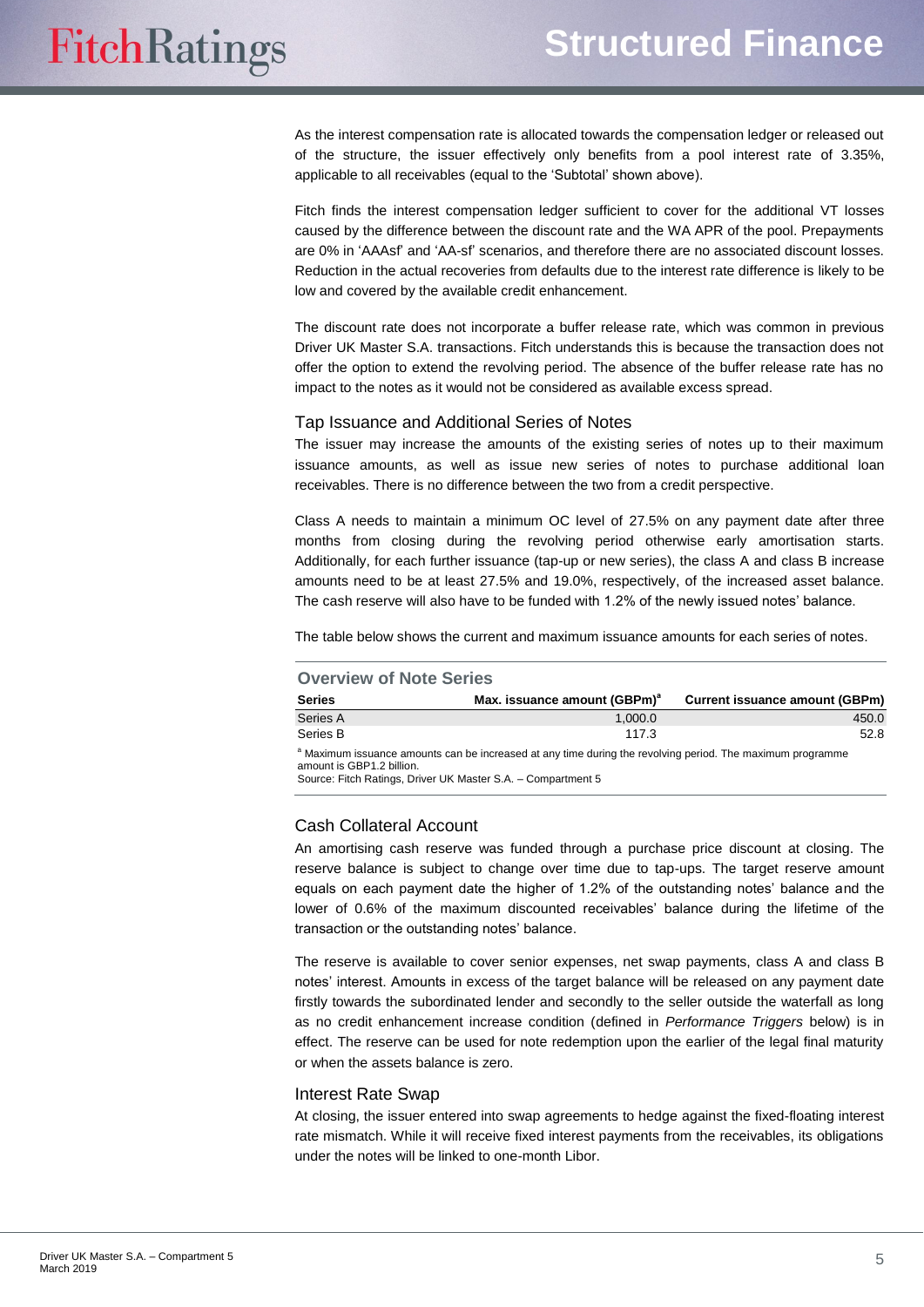As the interest compensation rate is allocated towards the compensation ledger or released out of the structure, the issuer effectively only benefits from a pool interest rate of 3.35%, applicable to all receivables (equal to the 'Subtotal' shown above).

Fitch finds the interest compensation ledger sufficient to cover for the additional VT losses caused by the difference between the discount rate and the WA APR of the pool. Prepayments are 0% in 'AAAsf' and 'AA-sf' scenarios, and therefore there are no associated discount losses. Reduction in the actual recoveries from defaults due to the interest rate difference is likely to be low and covered by the available credit enhancement.

The discount rate does not incorporate a buffer release rate, which was common in previous Driver UK Master S.A. transactions. Fitch understands this is because the transaction does not offer the option to extend the revolving period. The absence of the buffer release rate has no impact to the notes as it would not be considered as available excess spread.

## Tap Issuance and Additional Series of Notes

The issuer may increase the amounts of the existing series of notes up to their maximum issuance amounts, as well as issue new series of notes to purchase additional loan receivables. There is no difference between the two from a credit perspective.

Class A needs to maintain a minimum OC level of 27.5% on any payment date after three months from closing during the revolving period otherwise early amortisation starts. Additionally, for each further issuance (tap-up or new series), the class A and class B increase amounts need to be at least 27.5% and 19.0%, respectively, of the increased asset balance. The cash reserve will also have to be funded with 1.2% of the newly issued notes' balance.

The table below shows the current and maximum issuance amounts for each series of notes.

**Overview of Note Series**

| Series | Max. issuance amount (GBPm)[a] | Current issuance amount (GBPm) |
|---|---|---|
| Series A | 1,000.0 | 450.0 |
| Series B | 117.3 | 52.8 |

[a] Maximum issuance amounts can be increased at any time during the revolving period. The maximum programme amount is GBP1.2 billion.
Source: Fitch Ratings, Driver UK Master S.A. – Compartment 5

## Cash Collateral Account

An amortising cash reserve was funded through a purchase price discount at closing. The reserve balance is subject to change over time due to tap-ups. The target reserve amount equals on each payment date the higher of 1.2% of the outstanding notes' balance and the lower of 0.6% of the maximum discounted receivables' balance during the lifetime of the transaction or the outstanding notes' balance.

The reserve is available to cover senior expenses, net swap payments, class A and class B notes' interest. Amounts in excess of the target balance will be released on any payment date firstly towards the subordinated lender and secondly to the seller outside the waterfall as long as no credit enhancement increase condition (defined in *Performance Triggers* below) is in effect. The reserve can be used for note redemption upon the earlier of the legal final maturity or when the assets balance is zero.

## Interest Rate Swap

At closing, the issuer entered into swap agreements to hedge against the fixed-floating interest rate mismatch. While it will receive fixed interest payments from the receivables, its obligations under the notes will be linked to one-month Libor.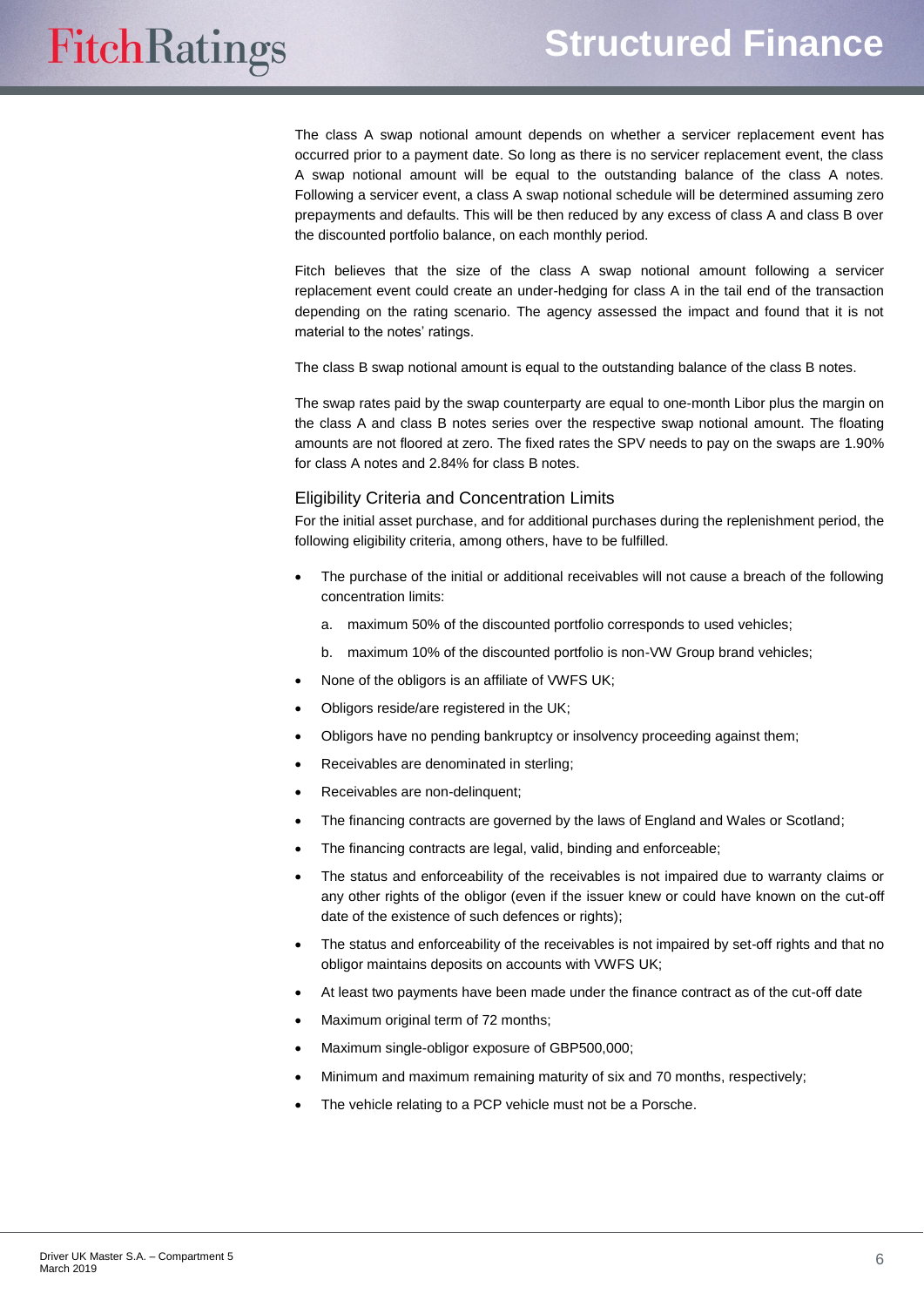The class A swap notional amount depends on whether a servicer replacement event has occurred prior to a payment date. So long as there is no servicer replacement event, the class A swap notional amount will be equal to the outstanding balance of the class A notes. Following a servicer event, a class A swap notional schedule will be determined assuming zero prepayments and defaults. This will be then reduced by any excess of class A and class B over the discounted portfolio balance, on each monthly period.

Fitch believes that the size of the class A swap notional amount following a servicer replacement event could create an under-hedging for class A in the tail end of the transaction depending on the rating scenario. The agency assessed the impact and found that it is not material to the notes' ratings.

The class B swap notional amount is equal to the outstanding balance of the class B notes.

The swap rates paid by the swap counterparty are equal to one-month Libor plus the margin on the class A and class B notes series over the respective swap notional amount. The floating amounts are not floored at zero. The fixed rates the SPV needs to pay on the swaps are 1.90% for class A notes and 2.84% for class B notes.

## Eligibility Criteria and Concentration Limits

For the initial asset purchase, and for additional purchases during the replenishment period, the following eligibility criteria, among others, have to be fulfilled.

- The purchase of the initial or additional receivables will not cause a breach of the following concentration limits:
  a. maximum 50% of the discounted portfolio corresponds to used vehicles;
  b. maximum 10% of the discounted portfolio is non-VW Group brand vehicles;
- None of the obligors is an affiliate of VWFS UK;
- Obligors reside/are registered in the UK;
- Obligors have no pending bankruptcy or insolvency proceeding against them;
- Receivables are denominated in sterling;
- Receivables are non-delinquent;
- The financing contracts are governed by the laws of England and Wales or Scotland;
- The financing contracts are legal, valid, binding and enforceable;
- The status and enforceability of the receivables is not impaired due to warranty claims or any other rights of the obligor (even if the issuer knew or could have known on the cut-off date of the existence of such defences or rights);
- The status and enforceability of the receivables is not impaired by set-off rights and that no obligor maintains deposits on accounts with VWFS UK;
- At least two payments have been made under the finance contract as of the cut-off date
- Maximum original term of 72 months;
- Maximum single-obligor exposure of GBP500,000;
- Minimum and maximum remaining maturity of six and 70 months, respectively;
- The vehicle relating to a PCP vehicle must not be a Porsche.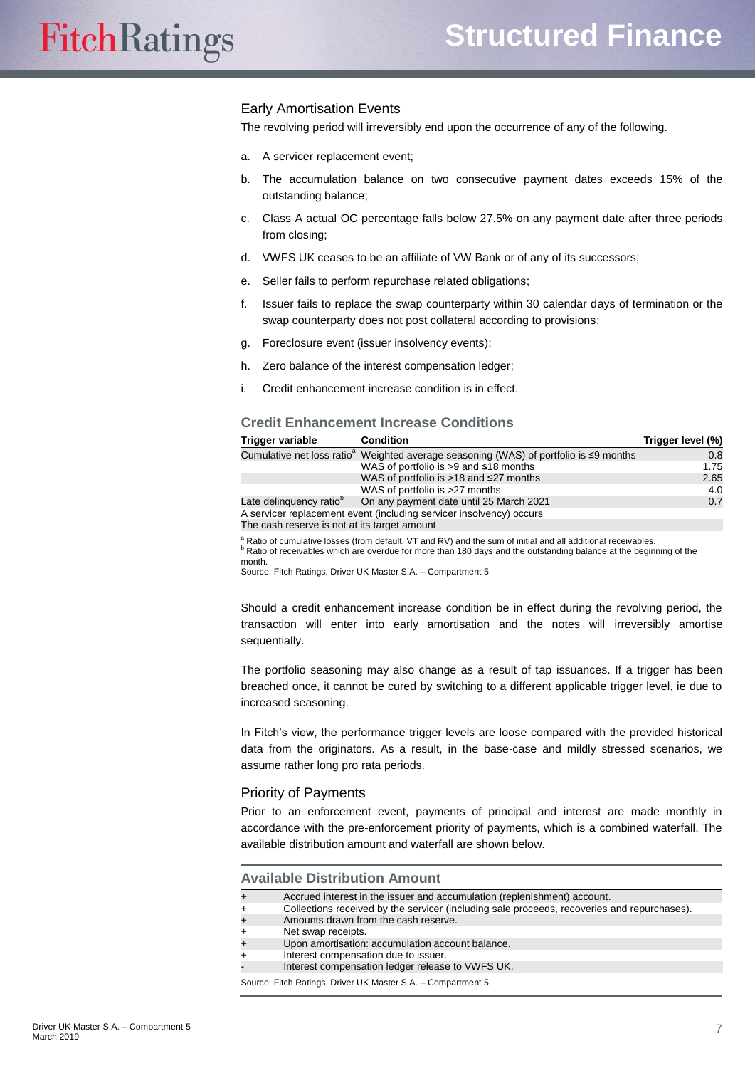## Early Amortisation Events

The revolving period will irreversibly end upon the occurrence of any of the following.

a. A servicer replacement event;

b. The accumulation balance on two consecutive payment dates exceeds 15% of the outstanding balance;

c. Class A actual OC percentage falls below 27.5% on any payment date after three periods from closing;

d. VWFS UK ceases to be an affiliate of VW Bank or of any of its successors;

e. Seller fails to perform repurchase related obligations;

f. Issuer fails to replace the swap counterparty within 30 calendar days of termination or the swap counterparty does not post collateral according to provisions;

g. Foreclosure event (issuer insolvency events);

h. Zero balance of the interest compensation ledger;

i. Credit enhancement increase condition is in effect.

### Credit Enhancement Increase Conditions

| Trigger variable | Condition | Trigger level (%) |
|---|---|---|
| Cumulative net loss ratio[a] | Weighted average seasoning (WAS) of portfolio is ≤9 months | 0.8 |
| | WAS of portfolio is >9 and ≤18 months | 1.75 |
| | WAS of portfolio is >18 and ≤27 months | 2.65 |
| | WAS of portfolio is >27 months | 4.0 |
| Late delinquency ratio[b] | On any payment date until 25 March 2021 | 0.7 |
| A servicer replacement event (including servicer insolvency) occurs | | |
| The cash reserve is not at its target amount | | |

[a] Ratio of cumulative losses (from default, VT and RV) and the sum of initial and all additional receivables.
[b] Ratio of receivables which are overdue for more than 180 days and the outstanding balance at the beginning of the month.
Source: Fitch Ratings, Driver UK Master S.A. – Compartment 5

Should a credit enhancement increase condition be in effect during the revolving period, the transaction will enter into early amortisation and the notes will irreversibly amortise sequentially.

The portfolio seasoning may also change as a result of tap issuances. If a trigger has been breached once, it cannot be cured by switching to a different applicable trigger level, ie due to increased seasoning.

In Fitch's view, the performance trigger levels are loose compared with the provided historical data from the originators. As a result, in the base-case and mildly stressed scenarios, we assume rather long pro rata periods.

## Priority of Payments

Prior to an enforcement event, payments of principal and interest are made monthly in accordance with the pre-enforcement priority of payments, which is a combined waterfall. The available distribution amount and waterfall are shown below.

### Available Distribution Amount

| | |
|---|---|
| + | Accrued interest in the issuer and accumulation (replenishment) account. |
| + | Collections received by the servicer (including sale proceeds, recoveries and repurchases). |
| + | Amounts drawn from the cash reserve. |
| + | Net swap receipts. |
| + | Upon amortisation: accumulation account balance. |
| + | Interest compensation due to issuer. |
| - | Interest compensation ledger release to VWFS UK. |

Source: Fitch Ratings, Driver UK Master S.A. – Compartment 5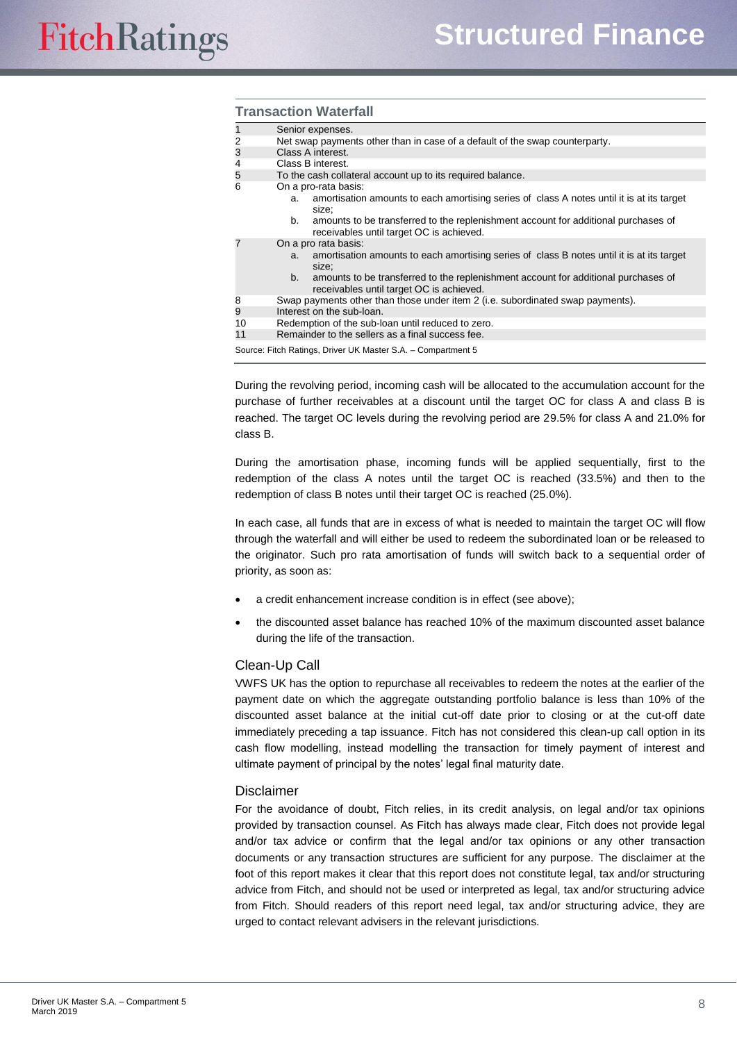### Transaction Waterfall

| | |
|---|---|
| 1 | Senior expenses. |
| 2 | Net swap payments other than in case of a default of the swap counterparty. |
| 3 | Class A interest. |
| 4 | Class B interest. |
| 5 | To the cash collateral account up to its required balance. |
| 6 | On a pro-rata basis: a. amortisation amounts to each amortising series of class A notes until it is at its target size; b. amounts to be transferred to the replenishment account for additional purchases of receivables until target OC is achieved. |
| 7 | On a pro rata basis: a. amortisation amounts to each amortising series of class B notes until it is at its target size; b. amounts to be transferred to the replenishment account for additional purchases of receivables until target OC is achieved. |
| 8 | Swap payments other than those under item 2 (i.e. subordinated swap payments). |
| 9 | Interest on the sub-loan. |
| 10 | Redemption of the sub-loan until reduced to zero. |
| 11 | Remainder to the sellers as a final success fee. |

Source: Fitch Ratings, Driver UK Master S.A. – Compartment 5

During the revolving period, incoming cash will be allocated to the accumulation account for the purchase of further receivables at a discount until the target OC for class A and class B is reached. The target OC levels during the revolving period are 29.5% for class A and 21.0% for class B.

During the amortisation phase, incoming funds will be applied sequentially, first to the redemption of the class A notes until the target OC is reached (33.5%) and then to the redemption of class B notes until their target OC is reached (25.0%).

In each case, all funds that are in excess of what is needed to maintain the target OC will flow through the waterfall and will either be used to redeem the subordinated loan or be released to the originator. Such pro rata amortisation of funds will switch back to a sequential order of priority, as soon as:

- a credit enhancement increase condition is in effect (see above);
- the discounted asset balance has reached 10% of the maximum discounted asset balance during the life of the transaction.

### Clean-Up Call

VWFS UK has the option to repurchase all receivables to redeem the notes at the earlier of the payment date on which the aggregate outstanding portfolio balance is less than 10% of the discounted asset balance at the initial cut-off date prior to closing or at the cut-off date immediately preceding a tap issuance. Fitch has not considered this clean-up call option in its cash flow modelling, instead modelling the transaction for timely payment of interest and ultimate payment of principal by the notes' legal final maturity date.

### Disclaimer

For the avoidance of doubt, Fitch relies, in its credit analysis, on legal and/or tax opinions provided by transaction counsel. As Fitch has always made clear, Fitch does not provide legal and/or tax advice or confirm that the legal and/or tax opinions or any other transaction documents or any transaction structures are sufficient for any purpose. The disclaimer at the foot of this report makes it clear that this report does not constitute legal, tax and/or structuring advice from Fitch, and should not be used or interpreted as legal, tax and/or structuring advice from Fitch. Should readers of this report need legal, tax and/or structuring advice, they are urged to contact relevant advisers in the relevant jurisdictions.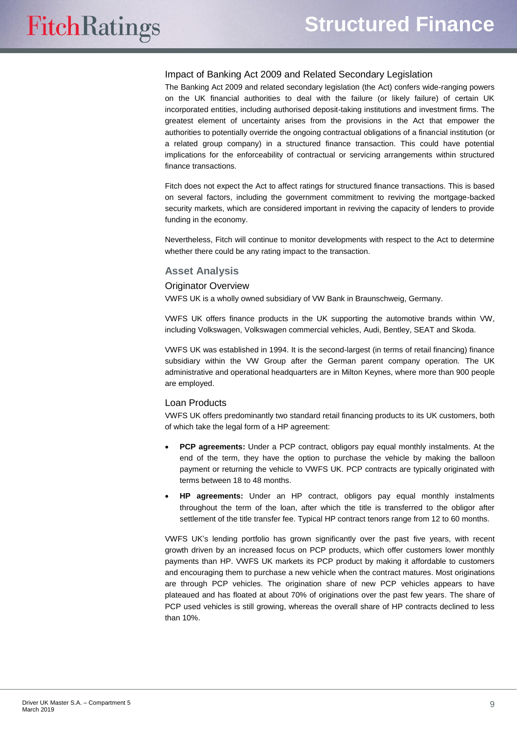### Impact of Banking Act 2009 and Related Secondary Legislation

The Banking Act 2009 and related secondary legislation (the Act) confers wide-ranging powers on the UK financial authorities to deal with the failure (or likely failure) of certain UK incorporated entities, including authorised deposit-taking institutions and investment firms. The greatest element of uncertainty arises from the provisions in the Act that empower the authorities to potentially override the ongoing contractual obligations of a financial institution (or a related group company) in a structured finance transaction. This could have potential implications for the enforceability of contractual or servicing arrangements within structured finance transactions.

Fitch does not expect the Act to affect ratings for structured finance transactions. This is based on several factors, including the government commitment to reviving the mortgage-backed security markets, which are considered important in reviving the capacity of lenders to provide funding in the economy.

Nevertheless, Fitch will continue to monitor developments with respect to the Act to determine whether there could be any rating impact to the transaction.

## Asset Analysis

### Originator Overview

VWFS UK is a wholly owned subsidiary of VW Bank in Braunschweig, Germany.

VWFS UK offers finance products in the UK supporting the automotive brands within VW, including Volkswagen, Volkswagen commercial vehicles, Audi, Bentley, SEAT and Skoda.

VWFS UK was established in 1994. It is the second-largest (in terms of retail financing) finance subsidiary within the VW Group after the German parent company operation. The UK administrative and operational headquarters are in Milton Keynes, where more than 900 people are employed.

### Loan Products

VWFS UK offers predominantly two standard retail financing products to its UK customers, both of which take the legal form of a HP agreement:

- **PCP agreements:** Under a PCP contract, obligors pay equal monthly instalments. At the end of the term, they have the option to purchase the vehicle by making the balloon payment or returning the vehicle to VWFS UK. PCP contracts are typically originated with terms between 18 to 48 months.
- **HP agreements:** Under an HP contract, obligors pay equal monthly instalments throughout the term of the loan, after which the title is transferred to the obligor after settlement of the title transfer fee. Typical HP contract tenors range from 12 to 60 months.

VWFS UK's lending portfolio has grown significantly over the past five years, with recent growth driven by an increased focus on PCP products, which offer customers lower monthly payments than HP. VWFS UK markets its PCP product by making it affordable to customers and encouraging them to purchase a new vehicle when the contract matures. Most originations are through PCP vehicles. The origination share of new PCP vehicles appears to have plateaued and has floated at about 70% of originations over the past few years. The share of PCP used vehicles is still growing, whereas the overall share of HP contracts declined to less than 10%.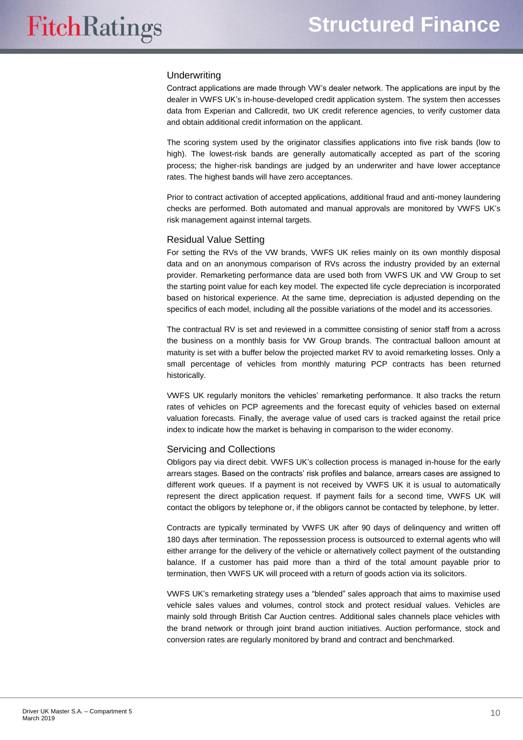### Underwriting

Contract applications are made through VW's dealer network. The applications are input by the dealer in VWFS UK's in-house-developed credit application system. The system then accesses data from Experian and Callcredit, two UK credit reference agencies, to verify customer data and obtain additional credit information on the applicant.

The scoring system used by the originator classifies applications into five risk bands (low to high). The lowest-risk bands are generally automatically accepted as part of the scoring process; the higher-risk bandings are judged by an underwriter and have lower acceptance rates. The highest bands will have zero acceptances.

Prior to contract activation of accepted applications, additional fraud and anti-money laundering checks are performed. Both automated and manual approvals are monitored by VWFS UK's risk management against internal targets.

### Residual Value Setting

For setting the RVs of the VW brands, VWFS UK relies mainly on its own monthly disposal data and on an anonymous comparison of RVs across the industry provided by an external provider. Remarketing performance data are used both from VWFS UK and VW Group to set the starting point value for each key model. The expected life cycle depreciation is incorporated based on historical experience. At the same time, depreciation is adjusted depending on the specifics of each model, including all the possible variations of the model and its accessories.

The contractual RV is set and reviewed in a committee consisting of senior staff from a across the business on a monthly basis for VW Group brands. The contractual balloon amount at maturity is set with a buffer below the projected market RV to avoid remarketing losses. Only a small percentage of vehicles from monthly maturing PCP contracts has been returned historically.

VWFS UK regularly monitors the vehicles' remarketing performance. It also tracks the return rates of vehicles on PCP agreements and the forecast equity of vehicles based on external valuation forecasts. Finally, the average value of used cars is tracked against the retail price index to indicate how the market is behaving in comparison to the wider economy.

### Servicing and Collections

Obligors pay via direct debit. VWFS UK's collection process is managed in-house for the early arrears stages. Based on the contracts' risk profiles and balance, arrears cases are assigned to different work queues. If a payment is not received by VWFS UK it is usual to automatically represent the direct application request. If payment fails for a second time, VWFS UK will contact the obligors by telephone or, if the obligors cannot be contacted by telephone, by letter.

Contracts are typically terminated by VWFS UK after 90 days of delinquency and written off 180 days after termination. The repossession process is outsourced to external agents who will either arrange for the delivery of the vehicle or alternatively collect payment of the outstanding balance. If a customer has paid more than a third of the total amount payable prior to termination, then VWFS UK will proceed with a return of goods action via its solicitors.

VWFS UK's remarketing strategy uses a "blended" sales approach that aims to maximise used vehicle sales values and volumes, control stock and protect residual values. Vehicles are mainly sold through British Car Auction centres. Additional sales channels place vehicles with the brand network or through joint brand auction initiatives. Auction performance, stock and conversion rates are regularly monitored by brand and contract and benchmarked.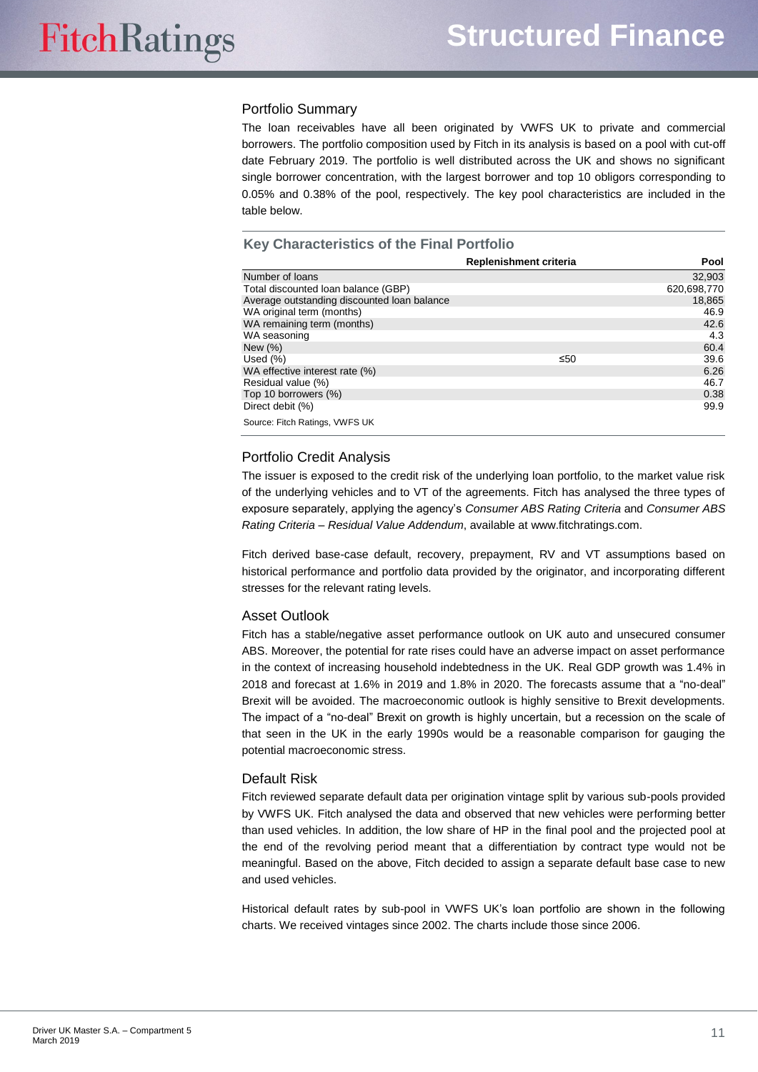## Portfolio Summary

The loan receivables have all been originated by VWFS UK to private and commercial borrowers. The portfolio composition used by Fitch in its analysis is based on a pool with cut-off date February 2019. The portfolio is well distributed across the UK and shows no significant single borrower concentration, with the largest borrower and top 10 obligors corresponding to 0.05% and 0.38% of the pool, respectively. The key pool characteristics are included in the table below.

### Key Characteristics of the Final Portfolio

| | Replenishment criteria | Pool |
|---|---|---|
| Number of loans | | 32,903 |
| Total discounted loan balance (GBP) | | 620,698,770 |
| Average outstanding discounted loan balance | | 18,865 |
| WA original term (months) | | 46.9 |
| WA remaining term (months) | | 42.6 |
| WA seasoning | | 4.3 |
| New (%) | | 60.4 |
| Used (%) | ≤50 | 39.6 |
| WA effective interest rate (%) | | 6.26 |
| Residual value (%) | | 46.7 |
| Top 10 borrowers (%) | | 0.38 |
| Direct debit (%) | | 99.9 |

Source: Fitch Ratings, VWFS UK

## Portfolio Credit Analysis

The issuer is exposed to the credit risk of the underlying loan portfolio, to the market value risk of the underlying vehicles and to VT of the agreements. Fitch has analysed the three types of exposure separately, applying the agency's *Consumer ABS Rating Criteria* and *Consumer ABS Rating Criteria – Residual Value Addendum*, available at www.fitchratings.com.

Fitch derived base-case default, recovery, prepayment, RV and VT assumptions based on historical performance and portfolio data provided by the originator, and incorporating different stresses for the relevant rating levels.

## Asset Outlook

Fitch has a stable/negative asset performance outlook on UK auto and unsecured consumer ABS. Moreover, the potential for rate rises could have an adverse impact on asset performance in the context of increasing household indebtedness in the UK. Real GDP growth was 1.4% in 2018 and forecast at 1.6% in 2019 and 1.8% in 2020. The forecasts assume that a "no-deal" Brexit will be avoided. The macroeconomic outlook is highly sensitive to Brexit developments. The impact of a "no-deal" Brexit on growth is highly uncertain, but a recession on the scale of that seen in the UK in the early 1990s would be a reasonable comparison for gauging the potential macroeconomic stress.

## Default Risk

Fitch reviewed separate default data per origination vintage split by various sub-pools provided by VWFS UK. Fitch analysed the data and observed that new vehicles were performing better than used vehicles. In addition, the low share of HP in the final pool and the projected pool at the end of the revolving period meant that a differentiation by contract type would not be meaningful. Based on the above, Fitch decided to assign a separate default base case to new and used vehicles.

Historical default rates by sub-pool in VWFS UK's loan portfolio are shown in the following charts. We received vintages since 2002. The charts include those since 2006.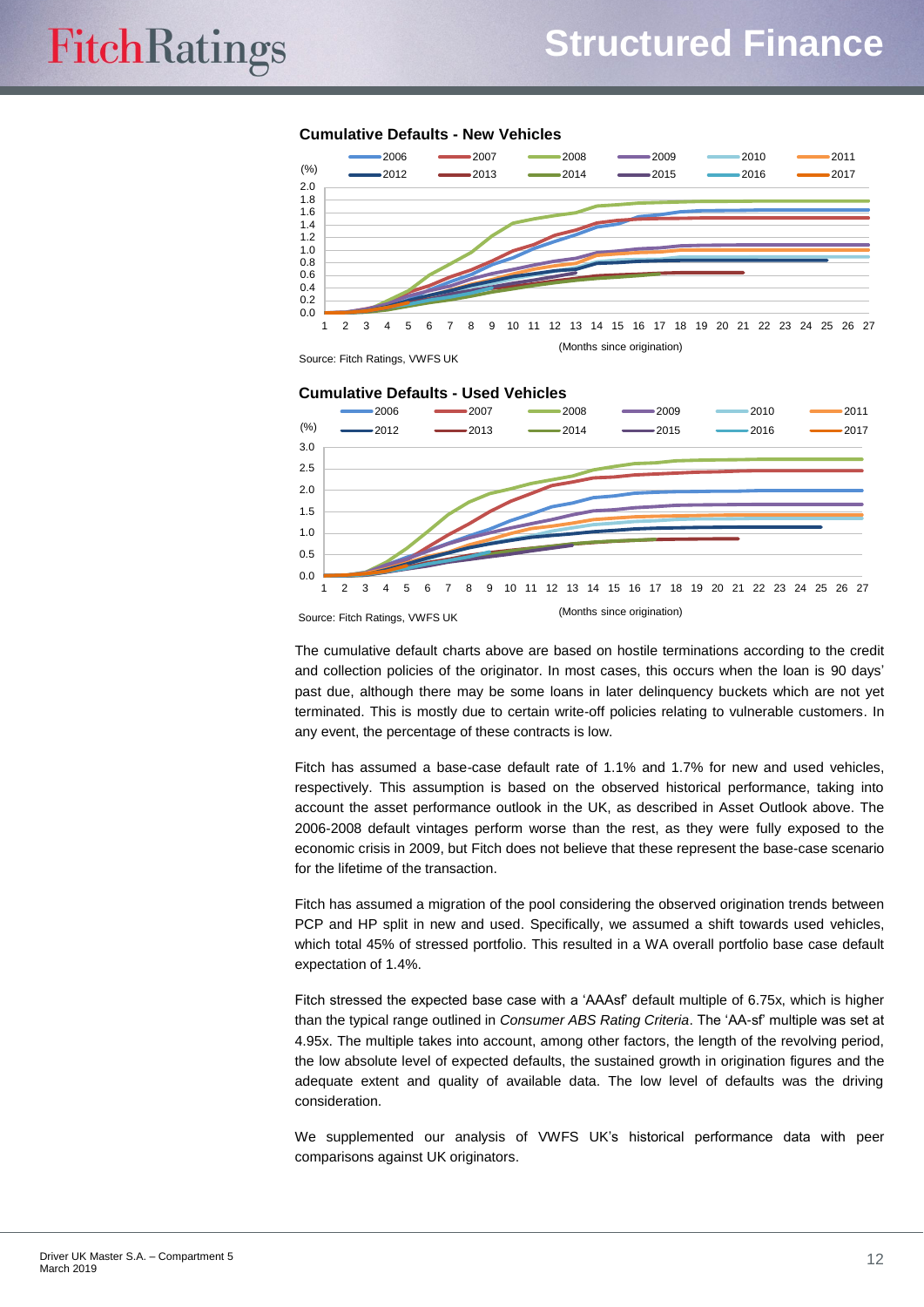**Cumulative Defaults - New Vehicles**

Source: Fitch Ratings, VWFS UK

**Cumulative Defaults - Used Vehicles**

Source: Fitch Ratings, VWFS UK

The cumulative default charts above are based on hostile terminations according to the credit and collection policies of the originator. In most cases, this occurs when the loan is 90 days' past due, although there may be some loans in later delinquency buckets which are not yet terminated. This is mostly due to certain write-off policies relating to vulnerable customers. In any event, the percentage of these contracts is low.

Fitch has assumed a base-case default rate of 1.1% and 1.7% for new and used vehicles, respectively. This assumption is based on the observed historical performance, taking into account the asset performance outlook in the UK, as described in Asset Outlook above. The 2006-2008 default vintages perform worse than the rest, as they were fully exposed to the economic crisis in 2009, but Fitch does not believe that these represent the base-case scenario for the lifetime of the transaction.

Fitch has assumed a migration of the pool considering the observed origination trends between PCP and HP split in new and used. Specifically, we assumed a shift towards used vehicles, which total 45% of stressed portfolio. This resulted in a WA overall portfolio base case default expectation of 1.4%.

Fitch stressed the expected base case with a 'AAAsf' default multiple of 6.75x, which is higher than the typical range outlined in *Consumer ABS Rating Criteria*. The 'AA-sf' multiple was set at 4.95x. The multiple takes into account, among other factors, the length of the revolving period, the low absolute level of expected defaults, the sustained growth in origination figures and the adequate extent and quality of available data. The low level of defaults was the driving consideration.

We supplemented our analysis of VWFS UK's historical performance data with peer comparisons against UK originators.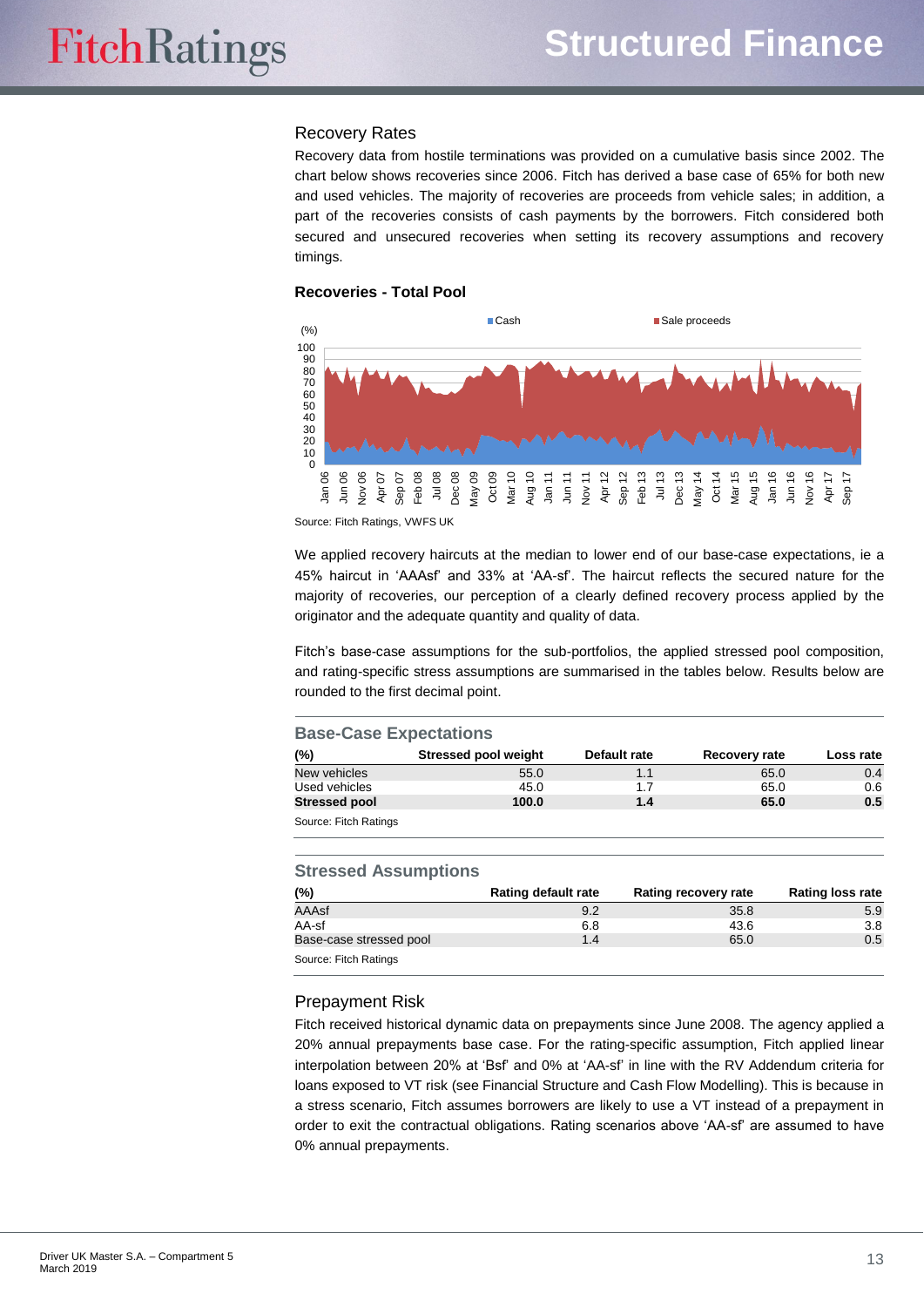## Recovery Rates

Recovery data from hostile terminations was provided on a cumulative basis since 2002. The chart below shows recoveries since 2006. Fitch has derived a base case of 65% for both new and used vehicles. The majority of recoveries are proceeds from vehicle sales; in addition, a part of the recoveries consists of cash payments by the borrowers. Fitch considered both secured and unsecured recoveries when setting its recovery assumptions and recovery timings.

**Recoveries - Total Pool**

Source: Fitch Ratings, VWFS UK

We applied recovery haircuts at the median to lower end of our base-case expectations, ie a 45% haircut in 'AAAsf' and 33% at 'AA-sf'. The haircut reflects the secured nature for the majority of recoveries, our perception of a clearly defined recovery process applied by the originator and the adequate quantity and quality of data.

Fitch's base-case assumptions for the sub-portfolios, the applied stressed pool composition, and rating-specific stress assumptions are summarised in the tables below. Results below are rounded to the first decimal point.

### Base-Case Expectations

| (%) | Stressed pool weight | Default rate | Recovery rate | Loss rate |
|---|---|---|---|---|
| New vehicles | 55.0 | 1.1 | 65.0 | 0.4 |
| Used vehicles | 45.0 | 1.7 | 65.0 | 0.6 |
| **Stressed pool** | **100.0** | **1.4** | **65.0** | **0.5** |

Source: Fitch Ratings

### Stressed Assumptions

| (%) | Rating default rate | Rating recovery rate | Rating loss rate |
|---|---|---|---|
| AAAsf | 9.2 | 35.8 | 5.9 |
| AA-sf | 6.8 | 43.6 | 3.8 |
| Base-case stressed pool | 1.4 | 65.0 | 0.5 |

Source: Fitch Ratings

## Prepayment Risk

Fitch received historical dynamic data on prepayments since June 2008. The agency applied a 20% annual prepayments base case. For the rating-specific assumption, Fitch applied linear interpolation between 20% at 'Bsf' and 0% at 'AA-sf' in line with the RV Addendum criteria for loans exposed to VT risk (see Financial Structure and Cash Flow Modelling). This is because in a stress scenario, Fitch assumes borrowers are likely to use a VT instead of a prepayment in order to exit the contractual obligations. Rating scenarios above 'AA-sf' are assumed to have 0% annual prepayments.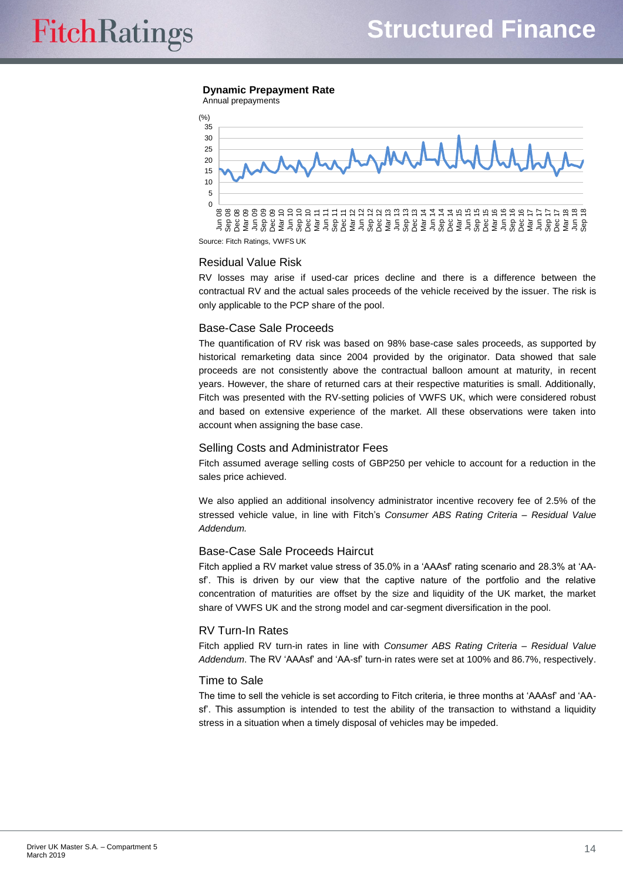**Dynamic Prepayment Rate**
Annual prepayments

Source: Fitch Ratings, VWFS UK

### Residual Value Risk

RV losses may arise if used-car prices decline and there is a difference between the contractual RV and the actual sales proceeds of the vehicle received by the issuer. The risk is only applicable to the PCP share of the pool.

### Base-Case Sale Proceeds

The quantification of RV risk was based on 98% base-case sales proceeds, as supported by historical remarketing data since 2004 provided by the originator. Data showed that sale proceeds are not consistently above the contractual balloon amount at maturity, in recent years. However, the share of returned cars at their respective maturities is small. Additionally, Fitch was presented with the RV-setting policies of VWFS UK, which were considered robust and based on extensive experience of the market. All these observations were taken into account when assigning the base case.

### Selling Costs and Administrator Fees

Fitch assumed average selling costs of GBP250 per vehicle to account for a reduction in the sales price achieved.

We also applied an additional insolvency administrator incentive recovery fee of 2.5% of the stressed vehicle value, in line with Fitch's *Consumer ABS Rating Criteria – Residual Value Addendum.*

### Base-Case Sale Proceeds Haircut

Fitch applied a RV market value stress of 35.0% in a 'AAAsf' rating scenario and 28.3% at 'AA-sf'. This is driven by our view that the captive nature of the portfolio and the relative concentration of maturities are offset by the size and liquidity of the UK market, the market share of VWFS UK and the strong model and car-segment diversification in the pool.

### RV Turn-In Rates

Fitch applied RV turn-in rates in line with *Consumer ABS Rating Criteria – Residual Value Addendum*. The RV 'AAAsf' and 'AA-sf' turn-in rates were set at 100% and 86.7%, respectively.

### Time to Sale

The time to sell the vehicle is set according to Fitch criteria, ie three months at 'AAAsf' and 'AA-sf'. This assumption is intended to test the ability of the transaction to withstand a liquidity stress in a situation when a timely disposal of vehicles may be impeded.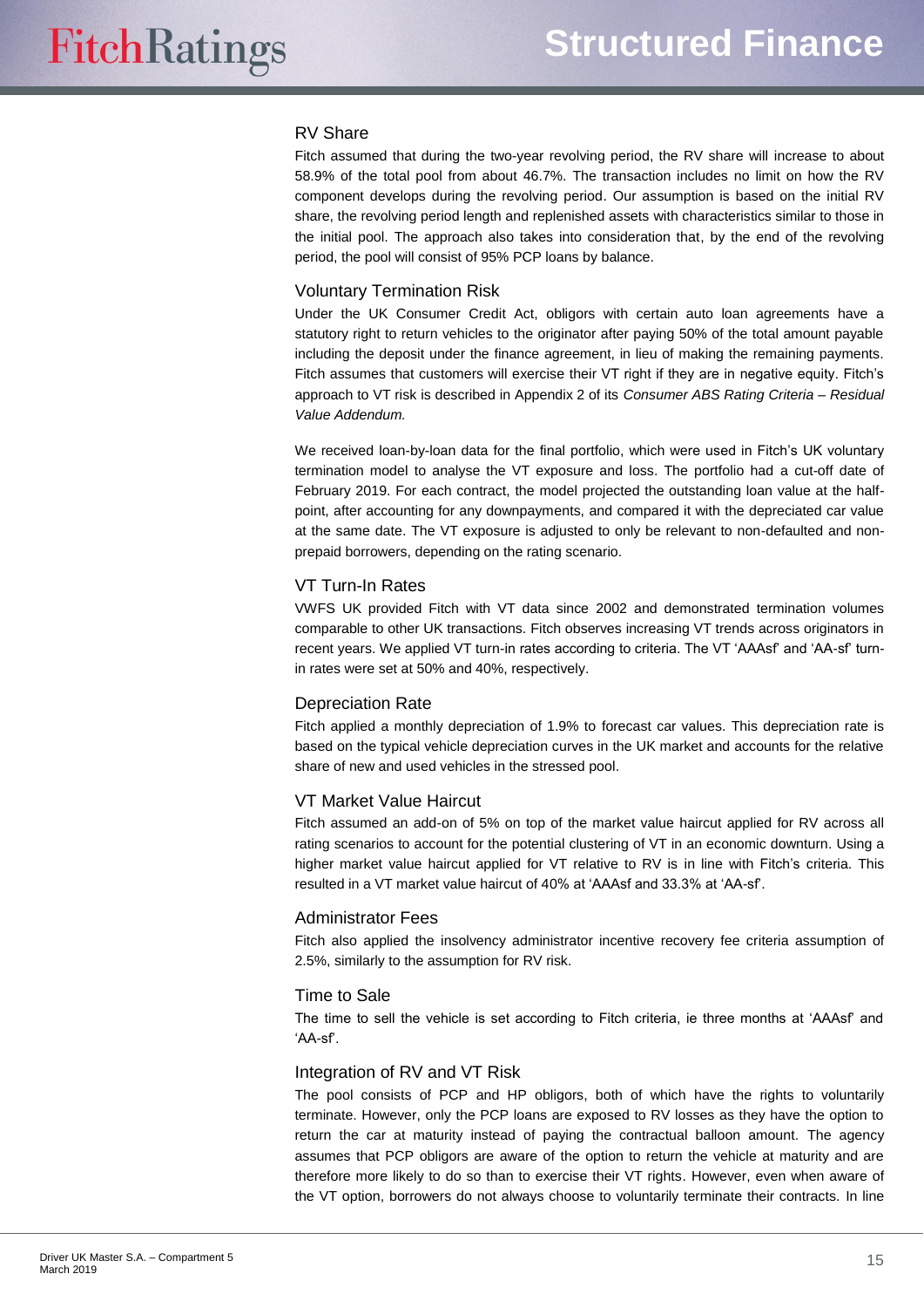### RV Share

Fitch assumed that during the two-year revolving period, the RV share will increase to about 58.9% of the total pool from about 46.7%. The transaction includes no limit on how the RV component develops during the revolving period. Our assumption is based on the initial RV share, the revolving period length and replenished assets with characteristics similar to those in the initial pool. The approach also takes into consideration that, by the end of the revolving period, the pool will consist of 95% PCP loans by balance.

### Voluntary Termination Risk

Under the UK Consumer Credit Act, obligors with certain auto loan agreements have a statutory right to return vehicles to the originator after paying 50% of the total amount payable including the deposit under the finance agreement, in lieu of making the remaining payments. Fitch assumes that customers will exercise their VT right if they are in negative equity. Fitch's approach to VT risk is described in Appendix 2 of its *Consumer ABS Rating Criteria – Residual Value Addendum.*

We received loan-by-loan data for the final portfolio, which were used in Fitch's UK voluntary termination model to analyse the VT exposure and loss. The portfolio had a cut-off date of February 2019. For each contract, the model projected the outstanding loan value at the half-point, after accounting for any downpayments, and compared it with the depreciated car value at the same date. The VT exposure is adjusted to only be relevant to non-defaulted and non-prepaid borrowers, depending on the rating scenario.

### VT Turn-In Rates

VWFS UK provided Fitch with VT data since 2002 and demonstrated termination volumes comparable to other UK transactions. Fitch observes increasing VT trends across originators in recent years. We applied VT turn-in rates according to criteria. The VT 'AAAsf' and 'AA-sf' turn-in rates were set at 50% and 40%, respectively.

### Depreciation Rate

Fitch applied a monthly depreciation of 1.9% to forecast car values. This depreciation rate is based on the typical vehicle depreciation curves in the UK market and accounts for the relative share of new and used vehicles in the stressed pool.

### VT Market Value Haircut

Fitch assumed an add-on of 5% on top of the market value haircut applied for RV across all rating scenarios to account for the potential clustering of VT in an economic downturn. Using a higher market value haircut applied for VT relative to RV is in line with Fitch's criteria. This resulted in a VT market value haircut of 40% at 'AAAsf and 33.3% at 'AA-sf'.

### Administrator Fees

Fitch also applied the insolvency administrator incentive recovery fee criteria assumption of 2.5%, similarly to the assumption for RV risk.

### Time to Sale

The time to sell the vehicle is set according to Fitch criteria, ie three months at 'AAAsf' and 'AA-sf'.

### Integration of RV and VT Risk

The pool consists of PCP and HP obligors, both of which have the rights to voluntarily terminate. However, only the PCP loans are exposed to RV losses as they have the option to return the car at maturity instead of paying the contractual balloon amount. The agency assumes that PCP obligors are aware of the option to return the vehicle at maturity and are therefore more likely to do so than to exercise their VT rights. However, even when aware of the VT option, borrowers do not always choose to voluntarily terminate their contracts. In line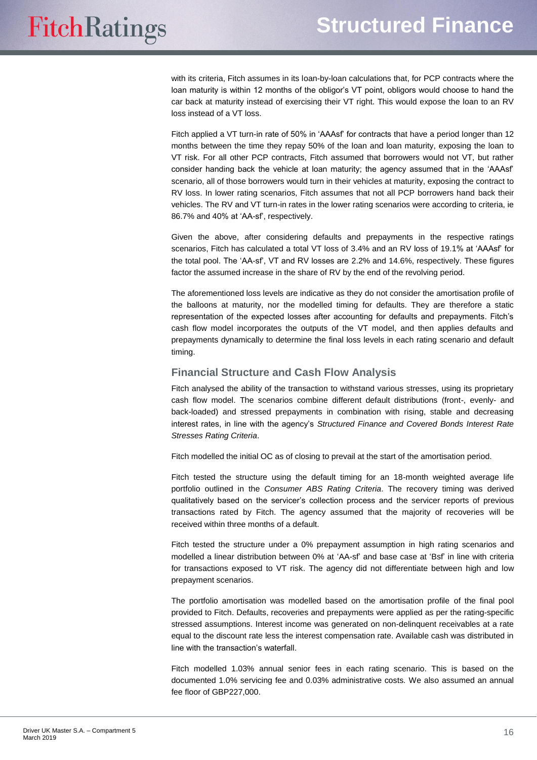with its criteria, Fitch assumes in its loan-by-loan calculations that, for PCP contracts where the loan maturity is within 12 months of the obligor's VT point, obligors would choose to hand the car back at maturity instead of exercising their VT right. This would expose the loan to an RV loss instead of a VT loss.

Fitch applied a VT turn-in rate of 50% in 'AAAsf' for contracts that have a period longer than 12 months between the time they repay 50% of the loan and loan maturity, exposing the loan to VT risk. For all other PCP contracts, Fitch assumed that borrowers would not VT, but rather consider handing back the vehicle at loan maturity; the agency assumed that in the 'AAAsf' scenario, all of those borrowers would turn in their vehicles at maturity, exposing the contract to RV loss. In lower rating scenarios, Fitch assumes that not all PCP borrowers hand back their vehicles. The RV and VT turn-in rates in the lower rating scenarios were according to criteria, ie 86.7% and 40% at 'AA-sf', respectively.

Given the above, after considering defaults and prepayments in the respective ratings scenarios, Fitch has calculated a total VT loss of 3.4% and an RV loss of 19.1% at 'AAAsf' for the total pool. The 'AA-sf', VT and RV losses are 2.2% and 14.6%, respectively. These figures factor the assumed increase in the share of RV by the end of the revolving period.

The aforementioned loss levels are indicative as they do not consider the amortisation profile of the balloons at maturity, nor the modelled timing for defaults. They are therefore a static representation of the expected losses after accounting for defaults and prepayments. Fitch's cash flow model incorporates the outputs of the VT model, and then applies defaults and prepayments dynamically to determine the final loss levels in each rating scenario and default timing.

## Financial Structure and Cash Flow Analysis

Fitch analysed the ability of the transaction to withstand various stresses, using its proprietary cash flow model. The scenarios combine different default distributions (front-, evenly- and back-loaded) and stressed prepayments in combination with rising, stable and decreasing interest rates, in line with the agency's *Structured Finance and Covered Bonds Interest Rate Stresses Rating Criteria*.

Fitch modelled the initial OC as of closing to prevail at the start of the amortisation period.

Fitch tested the structure using the default timing for an 18-month weighted average life portfolio outlined in the *Consumer ABS Rating Criteria*. The recovery timing was derived qualitatively based on the servicer's collection process and the servicer reports of previous transactions rated by Fitch. The agency assumed that the majority of recoveries will be received within three months of a default.

Fitch tested the structure under a 0% prepayment assumption in high rating scenarios and modelled a linear distribution between 0% at 'AA-sf' and base case at 'Bsf' in line with criteria for transactions exposed to VT risk. The agency did not differentiate between high and low prepayment scenarios.

The portfolio amortisation was modelled based on the amortisation profile of the final pool provided to Fitch. Defaults, recoveries and prepayments were applied as per the rating-specific stressed assumptions. Interest income was generated on non-delinquent receivables at a rate equal to the discount rate less the interest compensation rate. Available cash was distributed in line with the transaction's waterfall.

Fitch modelled 1.03% annual senior fees in each rating scenario. This is based on the documented 1.0% servicing fee and 0.03% administrative costs. We also assumed an annual fee floor of GBP227,000.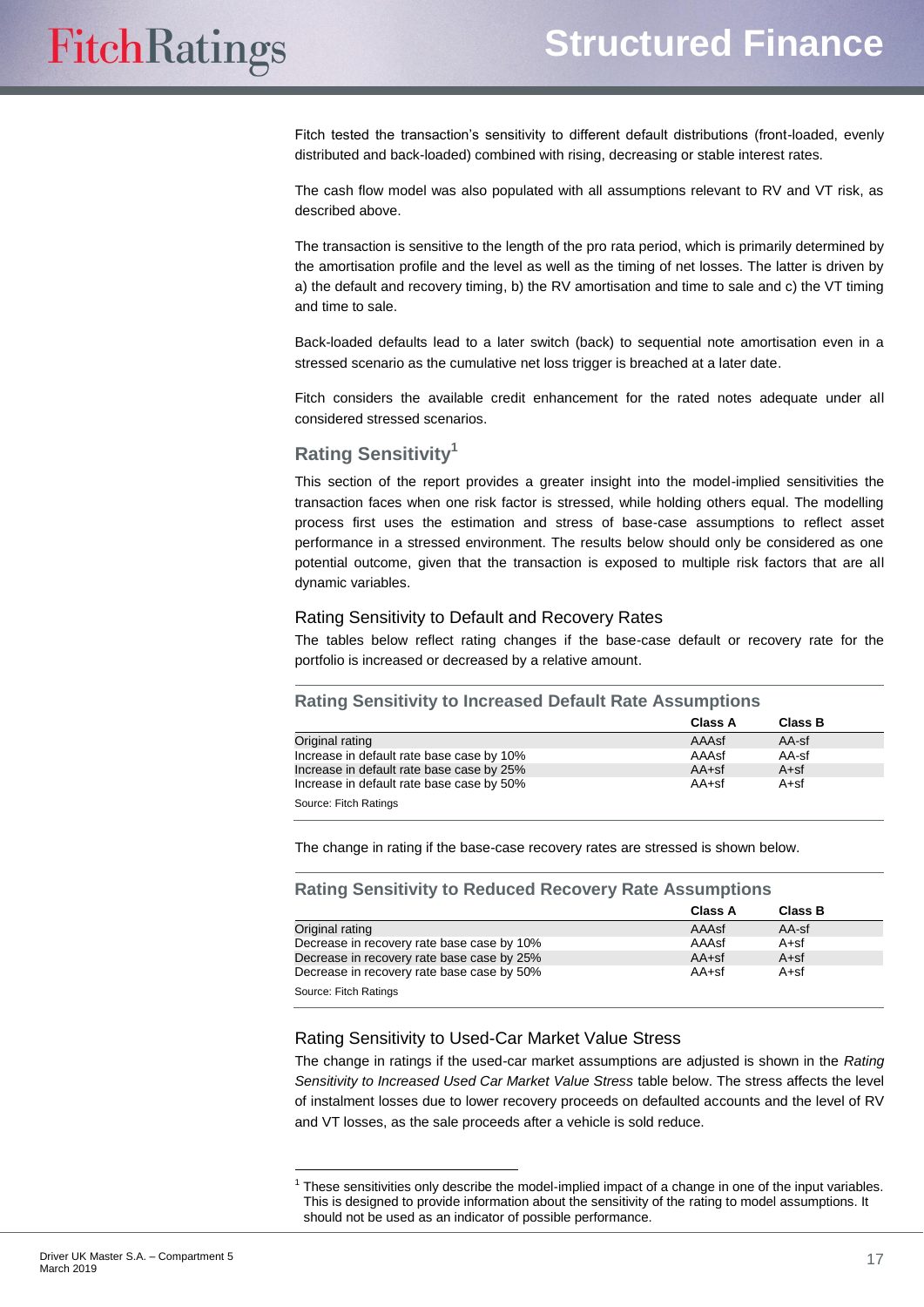Fitch tested the transaction's sensitivity to different default distributions (front-loaded, evenly distributed and back-loaded) combined with rising, decreasing or stable interest rates.

The cash flow model was also populated with all assumptions relevant to RV and VT risk, as described above.

The transaction is sensitive to the length of the pro rata period, which is primarily determined by the amortisation profile and the level as well as the timing of net losses. The latter is driven by a) the default and recovery timing, b) the RV amortisation and time to sale and c) the VT timing and time to sale.

Back-loaded defaults lead to a later switch (back) to sequential note amortisation even in a stressed scenario as the cumulative net loss trigger is breached at a later date.

Fitch considers the available credit enhancement for the rated notes adequate under all considered stressed scenarios.

## Rating Sensitivity[1]

This section of the report provides a greater insight into the model-implied sensitivities the transaction faces when one risk factor is stressed, while holding others equal. The modelling process first uses the estimation and stress of base-case assumptions to reflect asset performance in a stressed environment. The results below should only be considered as one potential outcome, given that the transaction is exposed to multiple risk factors that are all dynamic variables.

### Rating Sensitivity to Default and Recovery Rates

The tables below reflect rating changes if the base-case default or recovery rate for the portfolio is increased or decreased by a relative amount.

**Rating Sensitivity to Increased Default Rate Assumptions**

| | Class A | Class B |
|---|---|---|
| Original rating | AAAsf | AA-sf |
| Increase in default rate base case by 10% | AAAsf | AA-sf |
| Increase in default rate base case by 25% | AA+sf | A+sf |
| Increase in default rate base case by 50% | AA+sf | A+sf |

Source: Fitch Ratings

The change in rating if the base-case recovery rates are stressed is shown below.

**Rating Sensitivity to Reduced Recovery Rate Assumptions**

| | Class A | Class B |
|---|---|---|
| Original rating | AAAsf | AA-sf |
| Decrease in recovery rate base case by 10% | AAAsf | A+sf |
| Decrease in recovery rate base case by 25% | AA+sf | A+sf |
| Decrease in recovery rate base case by 50% | AA+sf | A+sf |

Source: Fitch Ratings

### Rating Sensitivity to Used-Car Market Value Stress

The change in ratings if the used-car market assumptions are adjusted is shown in the *Rating Sensitivity to Increased Used Car Market Value Stress* table below. The stress affects the level of instalment losses due to lower recovery proceeds on defaulted accounts and the level of RV and VT losses, as the sale proceeds after a vehicle is sold reduce.

[1] These sensitivities only describe the model-implied impact of a change in one of the input variables. This is designed to provide information about the sensitivity of the rating to model assumptions. It should not be used as an indicator of possible performance.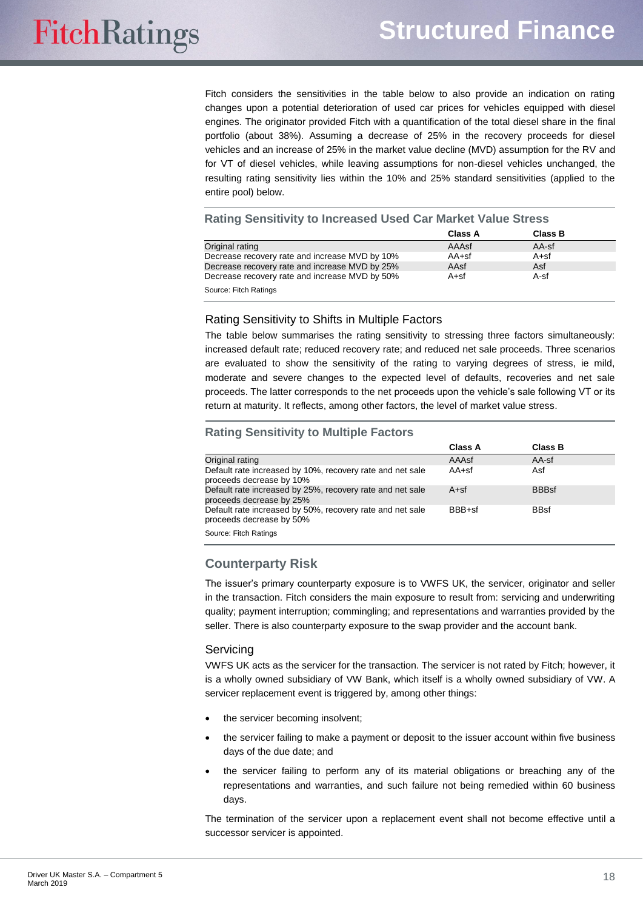Fitch considers the sensitivities in the table below to also provide an indication on rating changes upon a potential deterioration of used car prices for vehicles equipped with diesel engines. The originator provided Fitch with a quantification of the total diesel share in the final portfolio (about 38%). Assuming a decrease of 25% in the recovery proceeds for diesel vehicles and an increase of 25% in the market value decline (MVD) assumption for the RV and for VT of diesel vehicles, while leaving assumptions for non-diesel vehicles unchanged, the resulting rating sensitivity lies within the 10% and 25% standard sensitivities (applied to the entire pool) below.

### Rating Sensitivity to Increased Used Car Market Value Stress

| | Class A | Class B |
|---|---|---|
| Original rating | AAAsf | AA-sf |
| Decrease recovery rate and increase MVD by 10% | AA+sf | A+sf |
| Decrease recovery rate and increase MVD by 25% | AAsf | Asf |
| Decrease recovery rate and increase MVD by 50% | A+sf | A-sf |

Source: Fitch Ratings

### Rating Sensitivity to Shifts in Multiple Factors

The table below summarises the rating sensitivity to stressing three factors simultaneously: increased default rate; reduced recovery rate; and reduced net sale proceeds. Three scenarios are evaluated to show the sensitivity of the rating to varying degrees of stress, ie mild, moderate and severe changes to the expected level of defaults, recoveries and net sale proceeds. The latter corresponds to the net proceeds upon the vehicle's sale following VT or its return at maturity. It reflects, among other factors, the level of market value stress.

### Rating Sensitivity to Multiple Factors

| | Class A | Class B |
|---|---|---|
| Original rating | AAAsf | AA-sf |
| Default rate increased by 10%, recovery rate and net sale proceeds decrease by 10% | AA+sf | Asf |
| Default rate increased by 25%, recovery rate and net sale proceeds decrease by 25% | A+sf | BBBsf |
| Default rate increased by 50%, recovery rate and net sale proceeds decrease by 50% | BBB+sf | BBsf |

Source: Fitch Ratings

## Counterparty Risk

The issuer's primary counterparty exposure is to VWFS UK, the servicer, originator and seller in the transaction. Fitch considers the main exposure to result from: servicing and underwriting quality; payment interruption; commingling; and representations and warranties provided by the seller. There is also counterparty exposure to the swap provider and the account bank.

### Servicing

VWFS UK acts as the servicer for the transaction. The servicer is not rated by Fitch; however, it is a wholly owned subsidiary of VW Bank, which itself is a wholly owned subsidiary of VW. A servicer replacement event is triggered by, among other things:

- the servicer becoming insolvent;
- the servicer failing to make a payment or deposit to the issuer account within five business days of the due date; and
- the servicer failing to perform any of its material obligations or breaching any of the representations and warranties, and such failure not being remedied within 60 business days.

The termination of the servicer upon a replacement event shall not become effective until a successor servicer is appointed.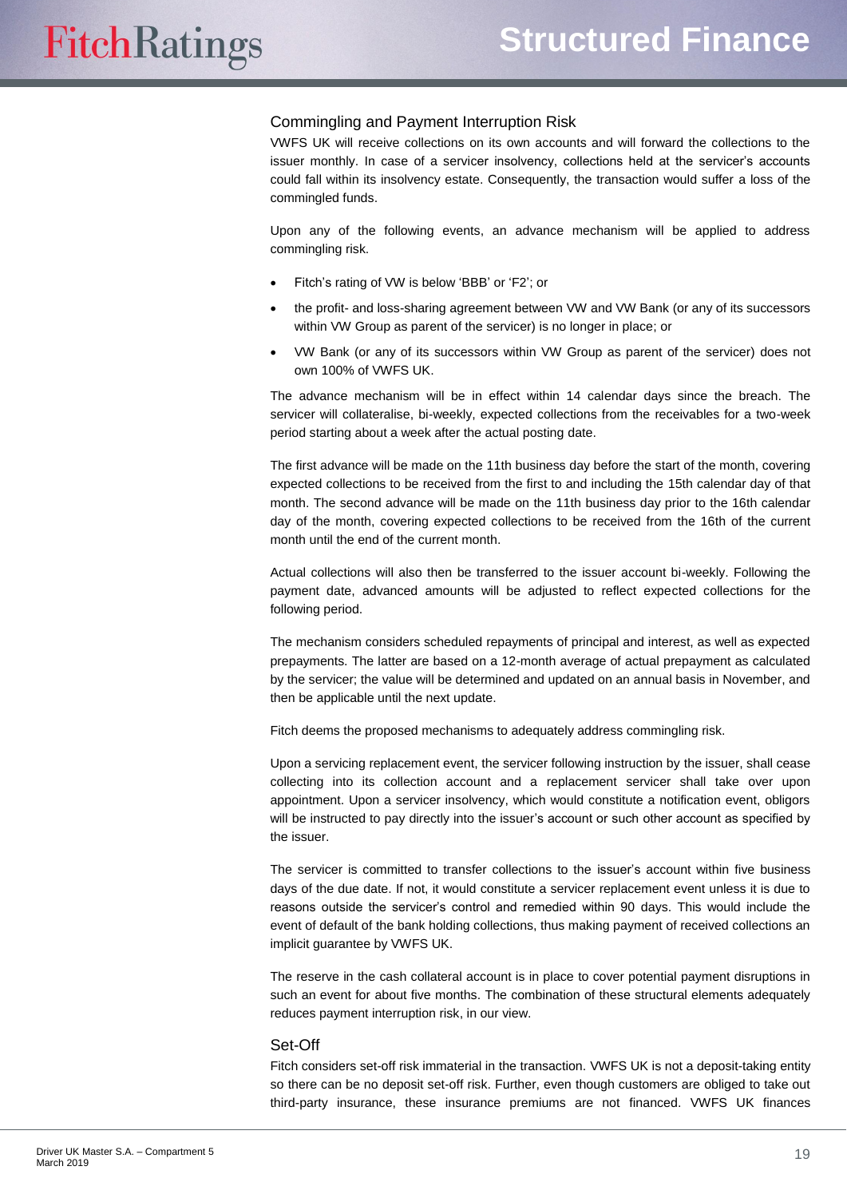## Commingling and Payment Interruption Risk

VWFS UK will receive collections on its own accounts and will forward the collections to the issuer monthly. In case of a servicer insolvency, collections held at the servicer's accounts could fall within its insolvency estate. Consequently, the transaction would suffer a loss of the commingled funds.

Upon any of the following events, an advance mechanism will be applied to address commingling risk.

- Fitch's rating of VW is below 'BBB' or 'F2'; or
- the profit- and loss-sharing agreement between VW and VW Bank (or any of its successors within VW Group as parent of the servicer) is no longer in place; or
- VW Bank (or any of its successors within VW Group as parent of the servicer) does not own 100% of VWFS UK.

The advance mechanism will be in effect within 14 calendar days since the breach. The servicer will collateralise, bi-weekly, expected collections from the receivables for a two-week period starting about a week after the actual posting date.

The first advance will be made on the 11th business day before the start of the month, covering expected collections to be received from the first to and including the 15th calendar day of that month. The second advance will be made on the 11th business day prior to the 16th calendar day of the month, covering expected collections to be received from the 16th of the current month until the end of the current month.

Actual collections will also then be transferred to the issuer account bi-weekly. Following the payment date, advanced amounts will be adjusted to reflect expected collections for the following period.

The mechanism considers scheduled repayments of principal and interest, as well as expected prepayments. The latter are based on a 12-month average of actual prepayment as calculated by the servicer; the value will be determined and updated on an annual basis in November, and then be applicable until the next update.

Fitch deems the proposed mechanisms to adequately address commingling risk.

Upon a servicing replacement event, the servicer following instruction by the issuer, shall cease collecting into its collection account and a replacement servicer shall take over upon appointment. Upon a servicer insolvency, which would constitute a notification event, obligors will be instructed to pay directly into the issuer's account or such other account as specified by the issuer.

The servicer is committed to transfer collections to the issuer's account within five business days of the due date. If not, it would constitute a servicer replacement event unless it is due to reasons outside the servicer's control and remedied within 90 days. This would include the event of default of the bank holding collections, thus making payment of received collections an implicit guarantee by VWFS UK.

The reserve in the cash collateral account is in place to cover potential payment disruptions in such an event for about five months. The combination of these structural elements adequately reduces payment interruption risk, in our view.

## Set-Off

Fitch considers set-off risk immaterial in the transaction. VWFS UK is not a deposit-taking entity so there can be no deposit set-off risk. Further, even though customers are obliged to take out third-party insurance, these insurance premiums are not financed. VWFS UK finances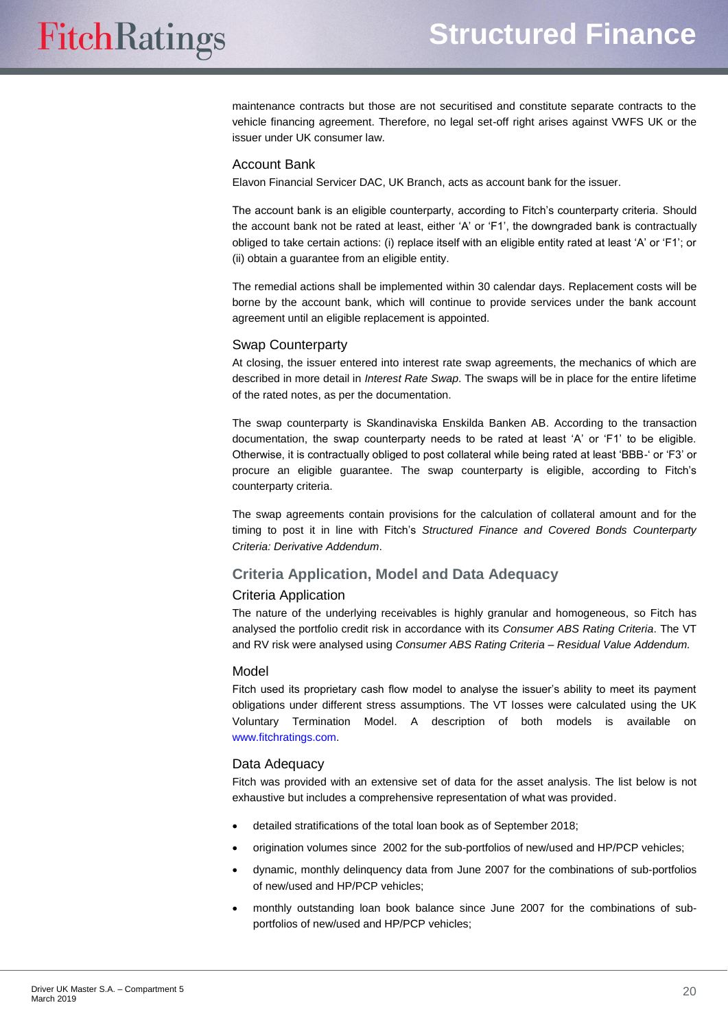maintenance contracts but those are not securitised and constitute separate contracts to the vehicle financing agreement. Therefore, no legal set-off right arises against VWFS UK or the issuer under UK consumer law.

### Account Bank

Elavon Financial Servicer DAC, UK Branch, acts as account bank for the issuer.

The account bank is an eligible counterparty, according to Fitch's counterparty criteria. Should the account bank not be rated at least, either 'A' or 'F1', the downgraded bank is contractually obliged to take certain actions: (i) replace itself with an eligible entity rated at least 'A' or 'F1'; or (ii) obtain a guarantee from an eligible entity.

The remedial actions shall be implemented within 30 calendar days. Replacement costs will be borne by the account bank, which will continue to provide services under the bank account agreement until an eligible replacement is appointed.

### Swap Counterparty

At closing, the issuer entered into interest rate swap agreements, the mechanics of which are described in more detail in *Interest Rate Swap*. The swaps will be in place for the entire lifetime of the rated notes, as per the documentation.

The swap counterparty is Skandinaviska Enskilda Banken AB. According to the transaction documentation, the swap counterparty needs to be rated at least 'A' or 'F1' to be eligible. Otherwise, it is contractually obliged to post collateral while being rated at least 'BBB-' or 'F3' or procure an eligible guarantee. The swap counterparty is eligible, according to Fitch's counterparty criteria.

The swap agreements contain provisions for the calculation of collateral amount and for the timing to post it in line with Fitch's *Structured Finance and Covered Bonds Counterparty Criteria: Derivative Addendum*.

## Criteria Application, Model and Data Adequacy

### Criteria Application

The nature of the underlying receivables is highly granular and homogeneous, so Fitch has analysed the portfolio credit risk in accordance with its *Consumer ABS Rating Criteria*. The VT and RV risk were analysed using *Consumer ABS Rating Criteria – Residual Value Addendum.*

### Model

Fitch used its proprietary cash flow model to analyse the issuer's ability to meet its payment obligations under different stress assumptions. The VT losses were calculated using the UK Voluntary Termination Model. A description of both models is available on www.fitchratings.com.

### Data Adequacy

Fitch was provided with an extensive set of data for the asset analysis. The list below is not exhaustive but includes a comprehensive representation of what was provided.

- detailed stratifications of the total loan book as of September 2018;
- origination volumes since 2002 for the sub-portfolios of new/used and HP/PCP vehicles;
- dynamic, monthly delinquency data from June 2007 for the combinations of sub-portfolios of new/used and HP/PCP vehicles;
- monthly outstanding loan book balance since June 2007 for the combinations of sub-portfolios of new/used and HP/PCP vehicles;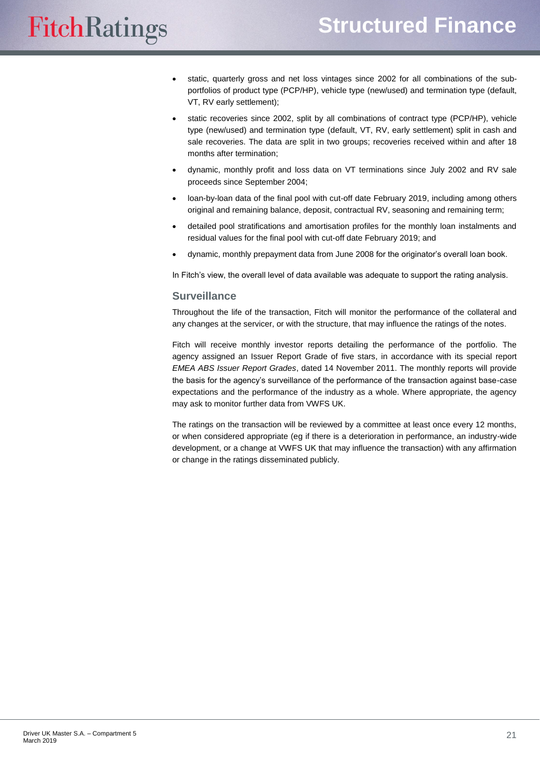- static, quarterly gross and net loss vintages since 2002 for all combinations of the sub-portfolios of product type (PCP/HP), vehicle type (new/used) and termination type (default, VT, RV early settlement);
- static recoveries since 2002, split by all combinations of contract type (PCP/HP), vehicle type (new/used) and termination type (default, VT, RV, early settlement) split in cash and sale recoveries. The data are split in two groups; recoveries received within and after 18 months after termination;
- dynamic, monthly profit and loss data on VT terminations since July 2002 and RV sale proceeds since September 2004;
- loan-by-loan data of the final pool with cut-off date February 2019, including among others original and remaining balance, deposit, contractual RV, seasoning and remaining term;
- detailed pool stratifications and amortisation profiles for the monthly loan instalments and residual values for the final pool with cut-off date February 2019; and
- dynamic, monthly prepayment data from June 2008 for the originator's overall loan book.

In Fitch's view, the overall level of data available was adequate to support the rating analysis.

## Surveillance

Throughout the life of the transaction, Fitch will monitor the performance of the collateral and any changes at the servicer, or with the structure, that may influence the ratings of the notes.

Fitch will receive monthly investor reports detailing the performance of the portfolio. The agency assigned an Issuer Report Grade of five stars, in accordance with its special report *EMEA ABS Issuer Report Grades*, dated 14 November 2011. The monthly reports will provide the basis for the agency's surveillance of the performance of the transaction against base-case expectations and the performance of the industry as a whole. Where appropriate, the agency may ask to monitor further data from VWFS UK.

The ratings on the transaction will be reviewed by a committee at least once every 12 months, or when considered appropriate (eg if there is a deterioration in performance, an industry-wide development, or a change at VWFS UK that may influence the transaction) with any affirmation or change in the ratings disseminated publicly.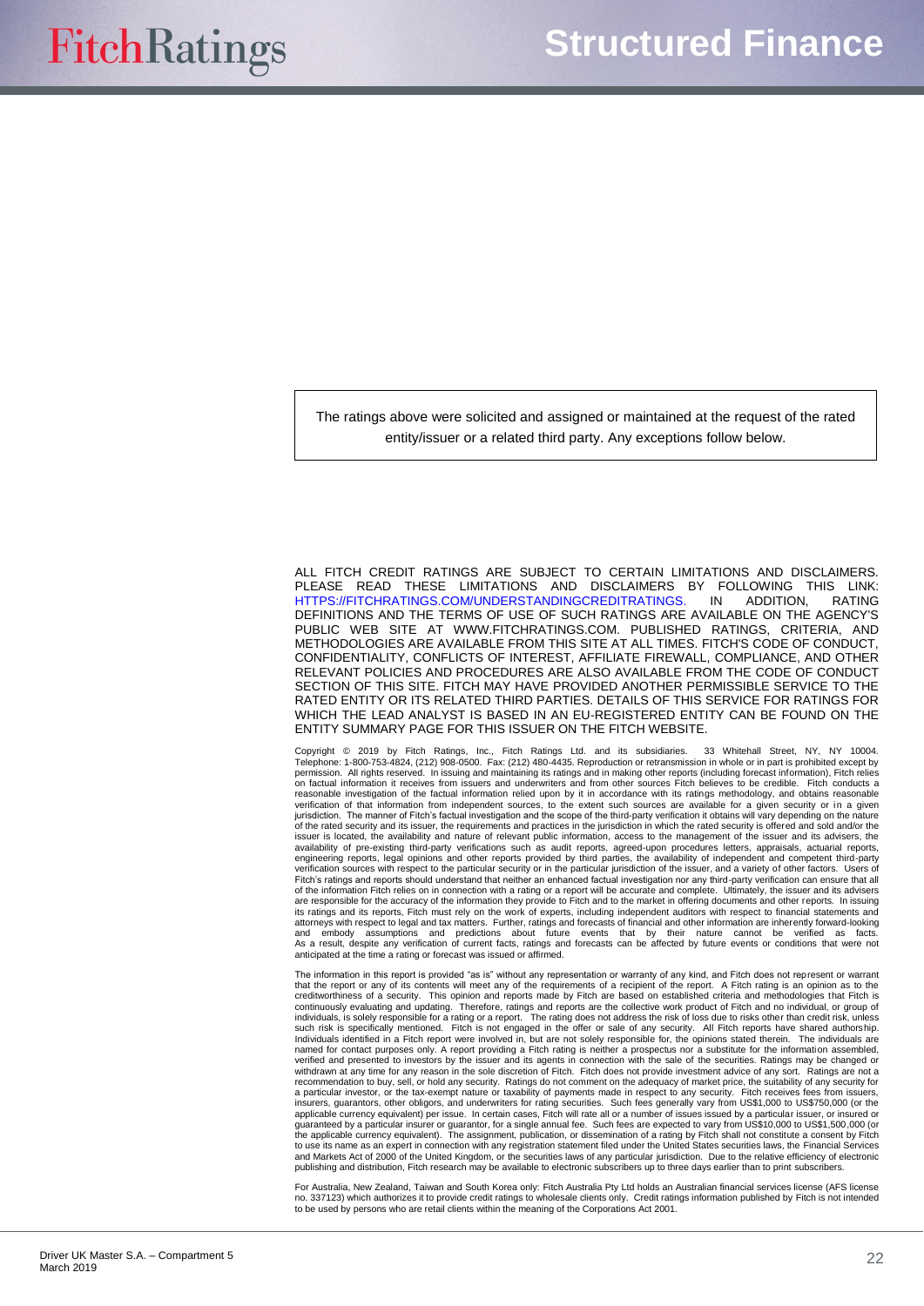The ratings above were solicited and assigned or maintained at the request of the rated entity/issuer or a related third party. Any exceptions follow below.

ALL FITCH CREDIT RATINGS ARE SUBJECT TO CERTAIN LIMITATIONS AND DISCLAIMERS. PLEASE READ THESE LIMITATIONS AND DISCLAIMERS BY FOLLOWING THIS LINK: HTTPS://FITCHRATINGS.COM/UNDERSTANDINGCREDITRATINGS. IN ADDITION, RATING DEFINITIONS AND THE TERMS OF USE OF SUCH RATINGS ARE AVAILABLE ON THE AGENCY'S PUBLIC WEB SITE AT WWW.FITCHRATINGS.COM. PUBLISHED RATINGS, CRITERIA, AND METHODOLOGIES ARE AVAILABLE FROM THIS SITE AT ALL TIMES. FITCH'S CODE OF CONDUCT, CONFIDENTIALITY, CONFLICTS OF INTEREST, AFFILIATE FIREWALL, COMPLIANCE, AND OTHER RELEVANT POLICIES AND PROCEDURES ARE ALSO AVAILABLE FROM THE CODE OF CONDUCT SECTION OF THIS SITE. FITCH MAY HAVE PROVIDED ANOTHER PERMISSIBLE SERVICE TO THE RATED ENTITY OR ITS RELATED THIRD PARTIES. DETAILS OF THIS SERVICE FOR RATINGS FOR WHICH THE LEAD ANALYST IS BASED IN AN EU-REGISTERED ENTITY CAN BE FOUND ON THE ENTITY SUMMARY PAGE FOR THIS ISSUER ON THE FITCH WEBSITE.

Copyright © 2019 by Fitch Ratings, Inc., Fitch Ratings Ltd. and its subsidiaries. 33 Whitehall Street, NY, NY 10004. Telephone: 1-800-753-4824, (212) 908-0500. Fax: (212) 480-4435. Reproduction or retransmission in whole or in part is prohibited except by permission. All rights reserved. In issuing and maintaining its ratings and in making other reports (including forecast information), Fitch relies on factual information it receives from issuers and underwriters and from other sources Fitch believes to be credible. Fitch conducts a reasonable investigation of the factual information relied upon by it in accordance with its ratings methodology, and obtains reasonable verification of that information from independent sources, to the extent such sources are available for a given security or in a given jurisdiction. The manner of Fitch's factual investigation and the scope of the third-party verification it obtains will vary depending on the nature of the rated security and its issuer, the requirements and practices in the jurisdiction in which the rated security is offered and sold and/or the issuer is located, the availability and nature of relevant public information, access to the management of the issuer and its advisers, the availability of pre-existing third-party verifications such as audit reports, agreed-upon procedures letters, appraisals, actuarial reports, engineering reports, legal opinions and other reports provided by third parties, the availability of independent and competent third-party verification sources with respect to the particular security or in the particular jurisdiction of the issuer, and a variety of other factors. Users of Fitch's ratings and reports should understand that neither an enhanced factual investigation nor any third-party verification can ensure that all of the information Fitch relies on in connection with a rating or a report will be accurate and complete. Ultimately, the issuer and its advisers are responsible for the accuracy of the information they provide to Fitch and to the market in offering documents and other reports. In issuing its ratings and its reports, Fitch must rely on the work of experts, including independent auditors with respect to financial statements and attorneys with respect to legal and tax matters. Further, ratings and forecasts of financial and other information are inherently forward-looking and embody assumptions and predictions about future events that by their nature cannot be verified as facts. As a result, despite any verification of current facts, ratings and forecasts can be affected by future events or conditions that were not anticipated at the time a rating or forecast was issued or affirmed.

The information in this report is provided "as is" without any representation or warranty of any kind, and Fitch does not represent or warrant that the report or any of its contents will meet any of the requirements of a recipient of the report. A Fitch rating is an opinion as to the creditworthiness of a security. This opinion and reports made by Fitch are based on established criteria and methodologies that Fitch is continuously evaluating and updating. Therefore, ratings and reports are the collective work product of Fitch and no individual, or group of individuals, is solely responsible for a rating or a report. The rating does not address the risk of loss due to risks other than credit risk, unless such risk is specifically mentioned. Fitch is not engaged in the offer or sale of any security. All Fitch reports have shared authorship. Individuals identified in a Fitch report were involved in, but are not solely responsible for, the opinions stated therein. The individuals are named for contact purposes only. A report providing a Fitch rating is neither a prospectus nor a substitute for the information assembled, verified and presented to investors by the issuer and its agents in connection with the sale of the securities. Ratings may be changed or withdrawn at any time for any reason in the sole discretion of Fitch. Fitch does not provide investment advice of any sort. Ratings are not a recommendation to buy, sell, or hold any security. Ratings do not comment on the adequacy of market price, the suitability of any security for a particular investor, or the tax-exempt nature or taxability of payments made in respect to any security. Fitch receives fees from issuers, insurers, guarantors, other obligors, and underwriters for rating securities. Such fees generally vary from US$1,000 to US$750,000 (or the applicable currency equivalent) per issue. In certain cases, Fitch will rate all or a number of issues issued by a particular issuer, or insured or guaranteed by a particular insurer or guarantor, for a single annual fee. Such fees are expected to vary from US$10,000 to US$1,500,000 (or the applicable currency equivalent). The assignment, publication, or dissemination of a rating by Fitch shall not constitute a consent by Fitch to use its name as an expert in connection with any registration statement filed under the United States securities laws, the Financial Services and Markets Act of 2000 of the United Kingdom, or the securities laws of any particular jurisdiction. Due to the relative efficiency of electronic publishing and distribution, Fitch research may be available to electronic subscribers up to three days earlier than to print subscribers.

For Australia, New Zealand, Taiwan and South Korea only: Fitch Australia Pty Ltd holds an Australian financial services license (AFS license no. 337123) which authorizes it to provide credit ratings to wholesale clients only. Credit ratings information published by Fitch is not intended to be used by persons who are retail clients within the meaning of the Corporations Act 2001.